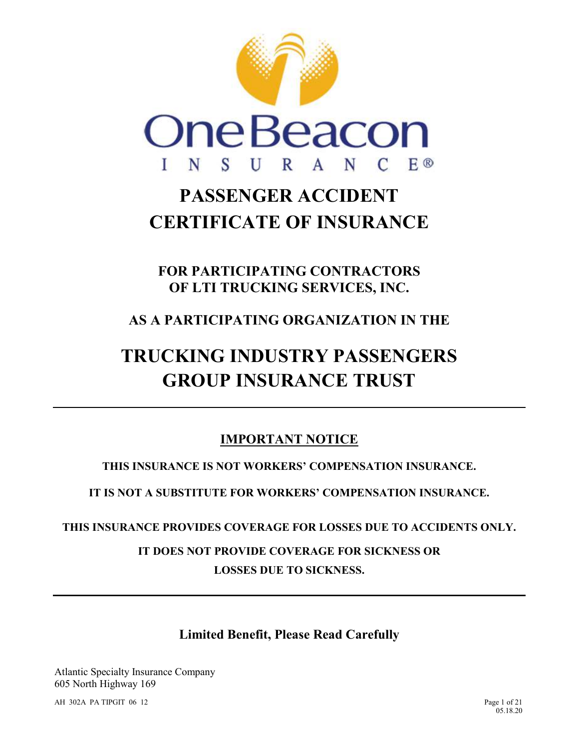OneBeacon INSURANCE®

# PASSENGER ACCIDENT CERTIFICATE OF INSURANCE

## FOR PARTICIPATING CONTRACTORS OF LTI TRUCKING SERVICES, INC.

## AS A PARTICIPATING ORGANIZATION IN THE

# TRUCKING INDUSTRY PASSENGERS GROUP INSURANCE TRUST

---

## IMPORTANT NOTICE

**THIS INSURANCE IS NOT WORKERS' COMPENSATION INSURANCE.**

**IT IS NOT A SUBSTITUTE FOR WORKERS' COMPENSATION INSURANCE.**

**THIS INSURANCE PROVIDES COVERAGE FOR LOSSES DUE TO ACCIDENTS ONLY.**

**IT DOES NOT PROVIDE COVERAGE FOR SICKNESS OR LOSSES DUE TO SICKNESS.**

---

**Limited Benefit, Please Read Carefully**

Atlantic Specialty Insurance Company
605 North Highway 169

AH 302A PA TIPGIT 06 12

05.18.20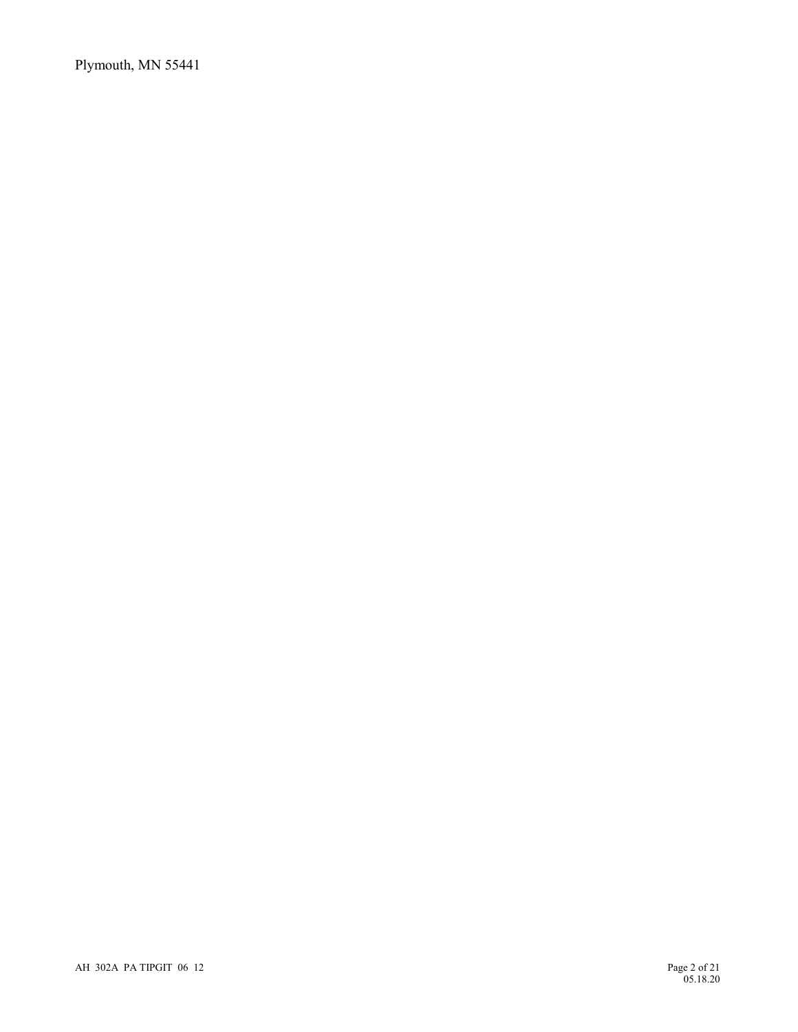Plymouth, MN 55441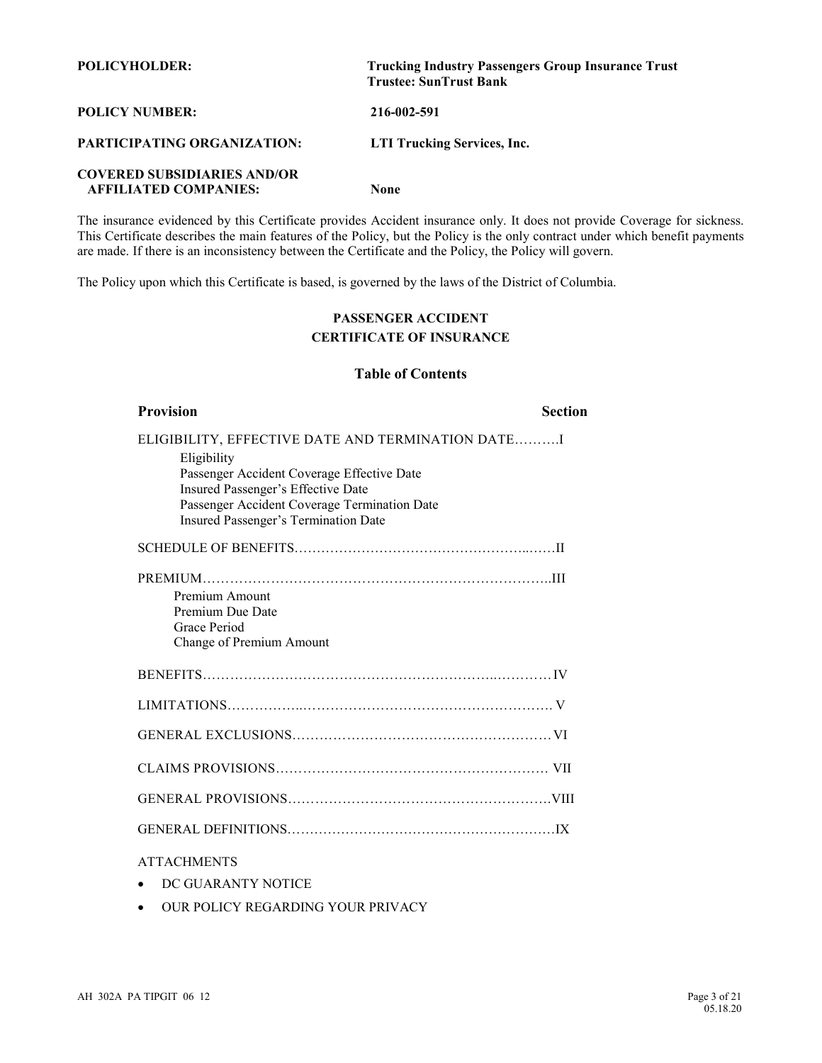| | |
|---|---|
| **POLICYHOLDER:** | **Trucking Industry Passengers Group Insurance Trust Trustee: SunTrust Bank** |
| **POLICY NUMBER:** | **216-002-591** |
| **PARTICIPATING ORGANIZATION:** | **LTI Trucking Services, Inc.** |
| **COVERED SUBSIDIARIES AND/OR AFFILIATED COMPANIES:** | **None** |

The insurance evidenced by this Certificate provides Accident insurance only. It does not provide Coverage for sickness. This Certificate describes the main features of the Policy, but the Policy is the only contract under which benefit payments are made. If there is an inconsistency between the Certificate and the Policy, the Policy will govern.

The Policy upon which this Certificate is based, is governed by the laws of the District of Columbia.

# PASSENGER ACCIDENT CERTIFICATE OF INSURANCE

## Table of Contents

| Provision | Section |
|---|---|
| ELIGIBILITY, EFFECTIVE DATE AND TERMINATION DATE<br>Eligibility<br>Passenger Accident Coverage Effective Date<br>Insured Passenger's Effective Date<br>Passenger Accident Coverage Termination Date<br>Insured Passenger's Termination Date | I |
| SCHEDULE OF BENEFITS | II |
| PREMIUM<br>Premium Amount<br>Premium Due Date<br>Grace Period<br>Change of Premium Amount | III |
| BENEFITS | IV |
| LIMITATIONS | V |
| GENERAL EXCLUSIONS | VI |
| CLAIMS PROVISIONS | VII |
| GENERAL PROVISIONS | VIII |
| GENERAL DEFINITIONS | IX |

ATTACHMENTS

- DC GUARANTY NOTICE
- OUR POLICY REGARDING YOUR PRIVACY

AH 302A PA TIPGIT 06 12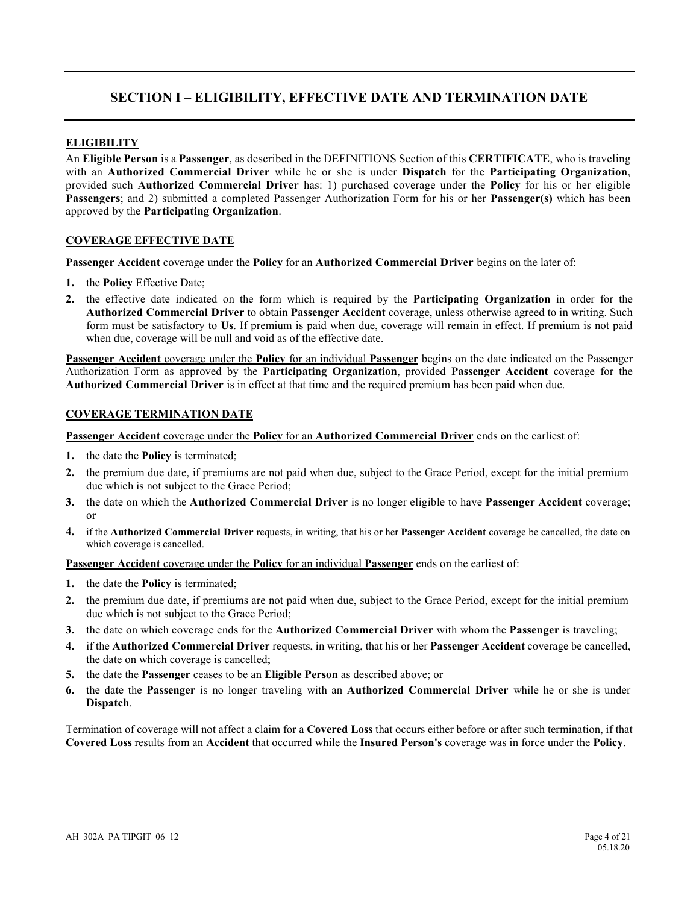# SECTION I – ELIGIBILITY, EFFECTIVE DATE AND TERMINATION DATE

## ELIGIBILITY

An **Eligible Person** is a **Passenger**, as described in the DEFINITIONS Section of this **CERTIFICATE**, who is traveling with an **Authorized Commercial Driver** while he or she is under **Dispatch** for the **Participating Organization**, provided such **Authorized Commercial Driver** has: 1) purchased coverage under the **Policy** for his or her eligible **Passengers**; and 2) submitted a completed Passenger Authorization Form for his or her **Passenger(s)** which has been approved by the **Participating Organization**.

## COVERAGE EFFECTIVE DATE

**Passenger Accident** coverage under the **Policy** for an **Authorized Commercial Driver** begins on the later of:

1. the **Policy** Effective Date;
2. the effective date indicated on the form which is required by the **Participating Organization** in order for the **Authorized Commercial Driver** to obtain **Passenger Accident** coverage, unless otherwise agreed to in writing. Such form must be satisfactory to **Us**. If premium is paid when due, coverage will remain in effect. If premium is not paid when due, coverage will be null and void as of the effective date.

**Passenger Accident** coverage under the **Policy** for an individual **Passenger** begins on the date indicated on the Passenger Authorization Form as approved by the **Participating Organization**, provided **Passenger Accident** coverage for the **Authorized Commercial Driver** is in effect at that time and the required premium has been paid when due.

## COVERAGE TERMINATION DATE

**Passenger Accident** coverage under the **Policy** for an **Authorized Commercial Driver** ends on the earliest of:

1. the date the **Policy** is terminated;
2. the premium due date, if premiums are not paid when due, subject to the Grace Period, except for the initial premium due which is not subject to the Grace Period;
3. the date on which the **Authorized Commercial Driver** is no longer eligible to have **Passenger Accident** coverage; or
4. if the **Authorized Commercial Driver** requests, in writing, that his or her **Passenger Accident** coverage be cancelled, the date on which coverage is cancelled.

**Passenger Accident** coverage under the **Policy** for an individual **Passenger** ends on the earliest of:

1. the date the **Policy** is terminated;
2. the premium due date, if premiums are not paid when due, subject to the Grace Period, except for the initial premium due which is not subject to the Grace Period;
3. the date on which coverage ends for the **Authorized Commercial Driver** with whom the **Passenger** is traveling;
4. if the **Authorized Commercial Driver** requests, in writing, that his or her **Passenger Accident** coverage be cancelled, the date on which coverage is cancelled;
5. the date the **Passenger** ceases to be an **Eligible Person** as described above; or
6. the date the **Passenger** is no longer traveling with an **Authorized Commercial Driver** while he or she is under **Dispatch**.

Termination of coverage will not affect a claim for a **Covered Loss** that occurs either before or after such termination, if that **Covered Loss** results from an **Accident** that occurred while the **Insured Person's** coverage was in force under the **Policy**.

AH 302A PA TIPGIT 06 12

05.18.20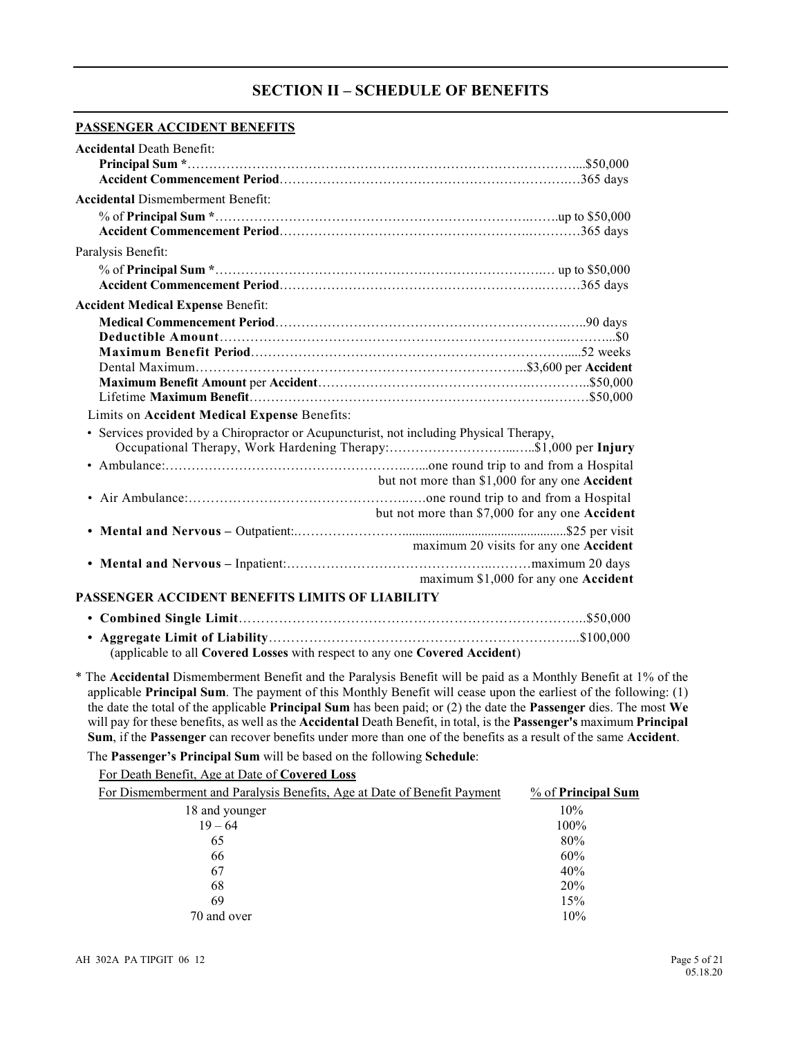## SECTION II – SCHEDULE OF BENEFITS

**PASSENGER ACCIDENT BENEFITS**

**Accidental** Death Benefit:

- **Principal Sum \***……………………………………………………………………………....$50,000
- **Accident Commencement Period**………………………………………………………….…365 days

**Accidental** Dismemberment Benefit:

- % of **Principal Sum \***……………………………………………………………….……..up to $50,000
- **Accident Commencement Period**…………………………………………………….…………365 days

Paralysis Benefit:

- % of **Principal Sum \***……………………………………………………………………… up to $50,000
- **Accident Commencement Period**……………………………………………………….………365 days

**Accident Medical Expense** Benefit:

- **Medical Commencement Period**……………………………………………………………..90 days
- **Deductible Amount**…………………………………………………………………..………...$0
- **Maximum Benefit Period**………………………………………………………………….....52 weeks
- Dental Maximum……………………………………………………………..$3,600 per **Accident**
- **Maximum Benefit Amount** per **Accident**…………………………………………….…………..$50,000
- Lifetime **Maximum Benefit**………………………………………………………………….………$50,000

Limits on **Accident Medical Expense** Benefits:

- Services provided by a Chiropractor or Acupuncturist, not including Physical Therapy, Occupational Therapy, Work Hardening Therapy:………………………...…..$1,000 per **Injury**
- Ambulance:……………………………………………….…...one round trip to and from a Hospital but not more than $1,000 for any one **Accident**
- Air Ambulance:……………………………………….….one round trip to and from a Hospital but not more than $7,000 for any one **Accident**
- **Mental and Nervous –** Outpatient:.……………………..................................................$25 per visit maximum 20 visits for any one **Accident**
- **Mental and Nervous –** Inpatient:………………………………………..………maximum 20 days maximum $1,000 for any one **Accident**

**PASSENGER ACCIDENT BENEFITS LIMITS OF LIABILITY**

- **Combined Single Limit**……………………………………………………………………..$50,000
- **Aggregate Limit of Liability**…………………………………………………………….....$100,000 (applicable to all **Covered Losses** with respect to any one **Covered Accident**)

\* The **Accidental** Dismemberment Benefit and the Paralysis Benefit will be paid as a Monthly Benefit at 1% of the applicable **Principal Sum**. The payment of this Monthly Benefit will cease upon the earliest of the following: (1) the date the total of the applicable **Principal Sum** has been paid; or (2) the date the **Passenger** dies. The most **We** will pay for these benefits, as well as the **Accidental** Death Benefit, in total, is the **Passenger's** maximum **Principal Sum**, if the **Passenger** can recover benefits under more than one of the benefits as a result of the same **Accident**.

The **Passenger's Principal Sum** will be based on the following **Schedule**:

| For Death Benefit, Age at Date of **Covered Loss**<br>For Dismemberment and Paralysis Benefits, Age at Date of Benefit Payment | % of **Principal Sum** |
|---|---|
| 18 and younger | 10% |
| 19 – 64 | 100% |
| 65 | 80% |
| 66 | 60% |
| 67 | 40% |
| 68 | 20% |
| 69 | 15% |
| 70 and over | 10% |

AH 302A PA TIPGIT 06 12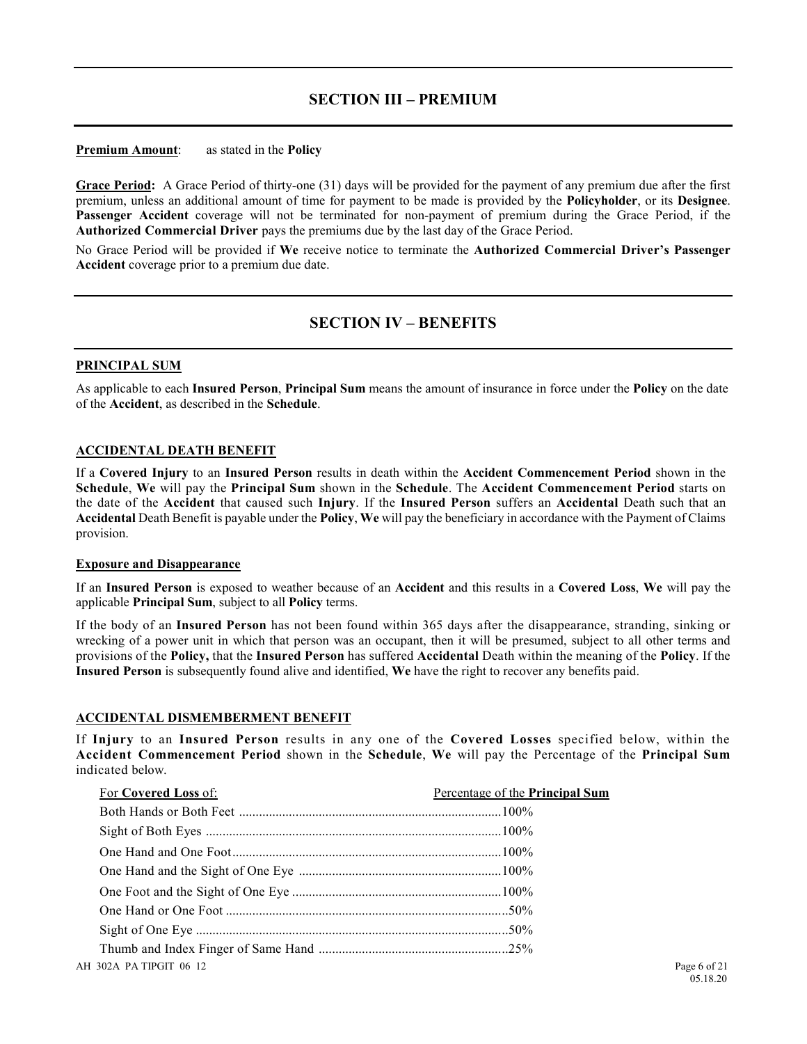## SECTION III – PREMIUM

**Premium Amount**: as stated in the **Policy**

**Grace Period:** A Grace Period of thirty-one (31) days will be provided for the payment of any premium due after the first premium, unless an additional amount of time for payment to be made is provided by the **Policyholder**, or its **Designee**. **Passenger Accident** coverage will not be terminated for non-payment of premium during the Grace Period, if the **Authorized Commercial Driver** pays the premiums due by the last day of the Grace Period.

No Grace Period will be provided if **We** receive notice to terminate the **Authorized Commercial Driver's Passenger Accident** coverage prior to a premium due date.

## SECTION IV – BENEFITS

**PRINCIPAL SUM**

As applicable to each **Insured Person**, **Principal Sum** means the amount of insurance in force under the **Policy** on the date of the **Accident**, as described in the **Schedule**.

**ACCIDENTAL DEATH BENEFIT**

If a **Covered Injury** to an **Insured Person** results in death within the **Accident Commencement Period** shown in the **Schedule**, **We** will pay the **Principal Sum** shown in the **Schedule**. The **Accident Commencement Period** starts on the date of the **Accident** that caused such **Injury**. If the **Insured Person** suffers an **Accidental** Death such that an **Accidental** Death Benefit is payable under the **Policy**, **We** will pay the beneficiary in accordance with the Payment of Claims provision.

**Exposure and Disappearance**

If an **Insured Person** is exposed to weather because of an **Accident** and this results in a **Covered Loss**, **We** will pay the applicable **Principal Sum**, subject to all **Policy** terms.

If the body of an **Insured Person** has not been found within 365 days after the disappearance, stranding, sinking or wrecking of a power unit in which that person was an occupant, then it will be presumed, subject to all other terms and provisions of the **Policy,** that the **Insured Person** has suffered **Accidental** Death within the meaning of the **Policy**. If the **Insured Person** is subsequently found alive and identified, **We** have the right to recover any benefits paid.

**ACCIDENTAL DISMEMBERMENT BENEFIT**

If **Injury** to an **Insured Person** results in any one of the **Covered Losses** specified below, within the **Accident Commencement Period** shown in the **Schedule**, **We** will pay the Percentage of the **Principal Sum** indicated below.

| For **Covered Loss** of: | Percentage of the **Principal Sum** |
|---|---|
| Both Hands or Both Feet | 100% |
| Sight of Both Eyes | 100% |
| One Hand and One Foot | 100% |
| One Hand and the Sight of One Eye | 100% |
| One Foot and the Sight of One Eye | 100% |
| One Hand or One Foot | 50% |
| Sight of One Eye | 50% |
| Thumb and Index Finger of Same Hand | 25% |

AH 302A PA TIPGIT 06 12

05.18.20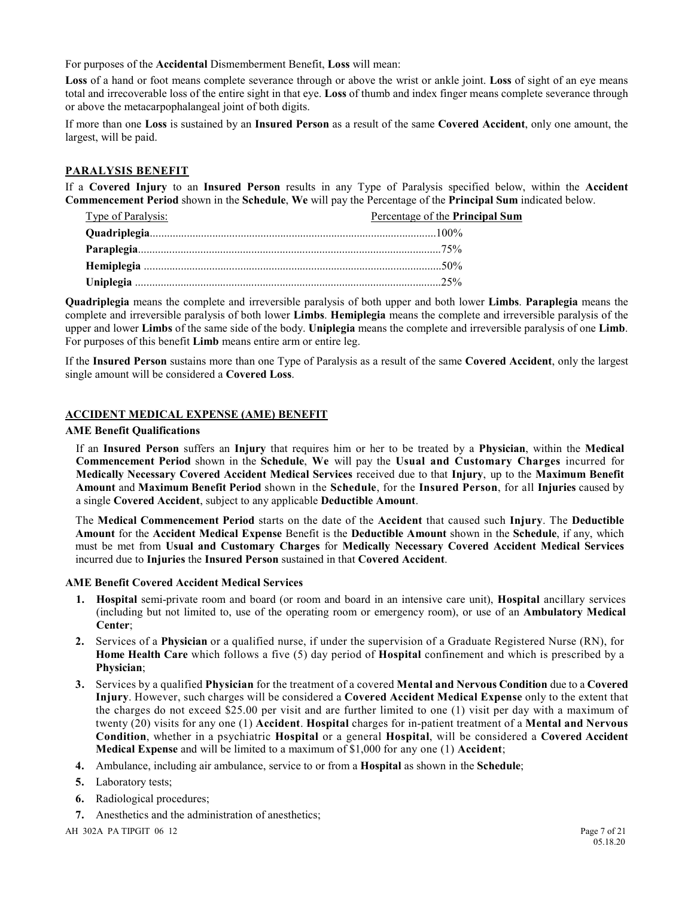For purposes of the **Accidental** Dismemberment Benefit, **Loss** will mean:

**Loss** of a hand or foot means complete severance through or above the wrist or ankle joint. **Loss** of sight of an eye means total and irrecoverable loss of the entire sight in that eye. **Loss** of thumb and index finger means complete severance through or above the metacarpophalangeal joint of both digits.

If more than one **Loss** is sustained by an **Insured Person** as a result of the same **Covered Accident**, only one amount, the largest, will be paid.

## PARALYSIS BENEFIT

If a **Covered Injury** to an **Insured Person** results in any Type of Paralysis specified below, within the **Accident Commencement Period** shown in the **Schedule**, **We** will pay the Percentage of the **Principal Sum** indicated below.

| Type of Paralysis: | Percentage of the **Principal Sum** |
|---|---|
| **Quadriplegia** | 100% |
| **Paraplegia** | 75% |
| **Hemiplegia** | 50% |
| **Uniplegia** | 25% |

**Quadriplegia** means the complete and irreversible paralysis of both upper and both lower **Limbs**. **Paraplegia** means the complete and irreversible paralysis of both lower **Limbs**. **Hemiplegia** means the complete and irreversible paralysis of the upper and lower **Limbs** of the same side of the body. **Uniplegia** means the complete and irreversible paralysis of one **Limb**. For purposes of this benefit **Limb** means entire arm or entire leg.

If the **Insured Person** sustains more than one Type of Paralysis as a result of the same **Covered Accident**, only the largest single amount will be considered a **Covered Loss**.

## ACCIDENT MEDICAL EXPENSE (AME) BENEFIT

### AME Benefit Qualifications

If an **Insured Person** suffers an **Injury** that requires him or her to be treated by a **Physician**, within the **Medical Commencement Period** shown in the **Schedule**, **We** will pay the **Usual and Customary Charges** incurred for **Medically Necessary Covered Accident Medical Services** received due to that **Injury**, up to the **Maximum Benefit Amount** and **Maximum Benefit Period** shown in the **Schedule**, for the **Insured Person**, for all **Injuries** caused by a single **Covered Accident**, subject to any applicable **Deductible Amount**.

The **Medical Commencement Period** starts on the date of the **Accident** that caused such **Injury**. The **Deductible Amount** for the **Accident Medical Expense** Benefit is the **Deductible Amount** shown in the **Schedule**, if any, which must be met from **Usual and Customary Charges** for **Medically Necessary Covered Accident Medical Services** incurred due to **Injuries** the **Insured Person** sustained in that **Covered Accident**.

### AME Benefit Covered Accident Medical Services

1. **Hospital** semi-private room and board (or room and board in an intensive care unit), **Hospital** ancillary services (including but not limited to, use of the operating room or emergency room), or use of an **Ambulatory Medical Center**;
2. Services of a **Physician** or a qualified nurse, if under the supervision of a Graduate Registered Nurse (RN), for **Home Health Care** which follows a five (5) day period of **Hospital** confinement and which is prescribed by a **Physician**;
3. Services by a qualified **Physician** for the treatment of a covered **Mental and Nervous Condition** due to a **Covered Injury**. However, such charges will be considered a **Covered Accident Medical Expense** only to the extent that the charges do not exceed \$25.00 per visit and are further limited to one (1) visit per day with a maximum of twenty (20) visits for any one (1) **Accident**. **Hospital** charges for in-patient treatment of a **Mental and Nervous Condition**, whether in a psychiatric **Hospital** or a general **Hospital**, will be considered a **Covered Accident Medical Expense** and will be limited to a maximum of \$1,000 for any one (1) **Accident**;
4. Ambulance, including air ambulance, service to or from a **Hospital** as shown in the **Schedule**;
5. Laboratory tests;
6. Radiological procedures;
7. Anesthetics and the administration of anesthetics;

AH 302A PA TIPGIT 06 12

05.18.20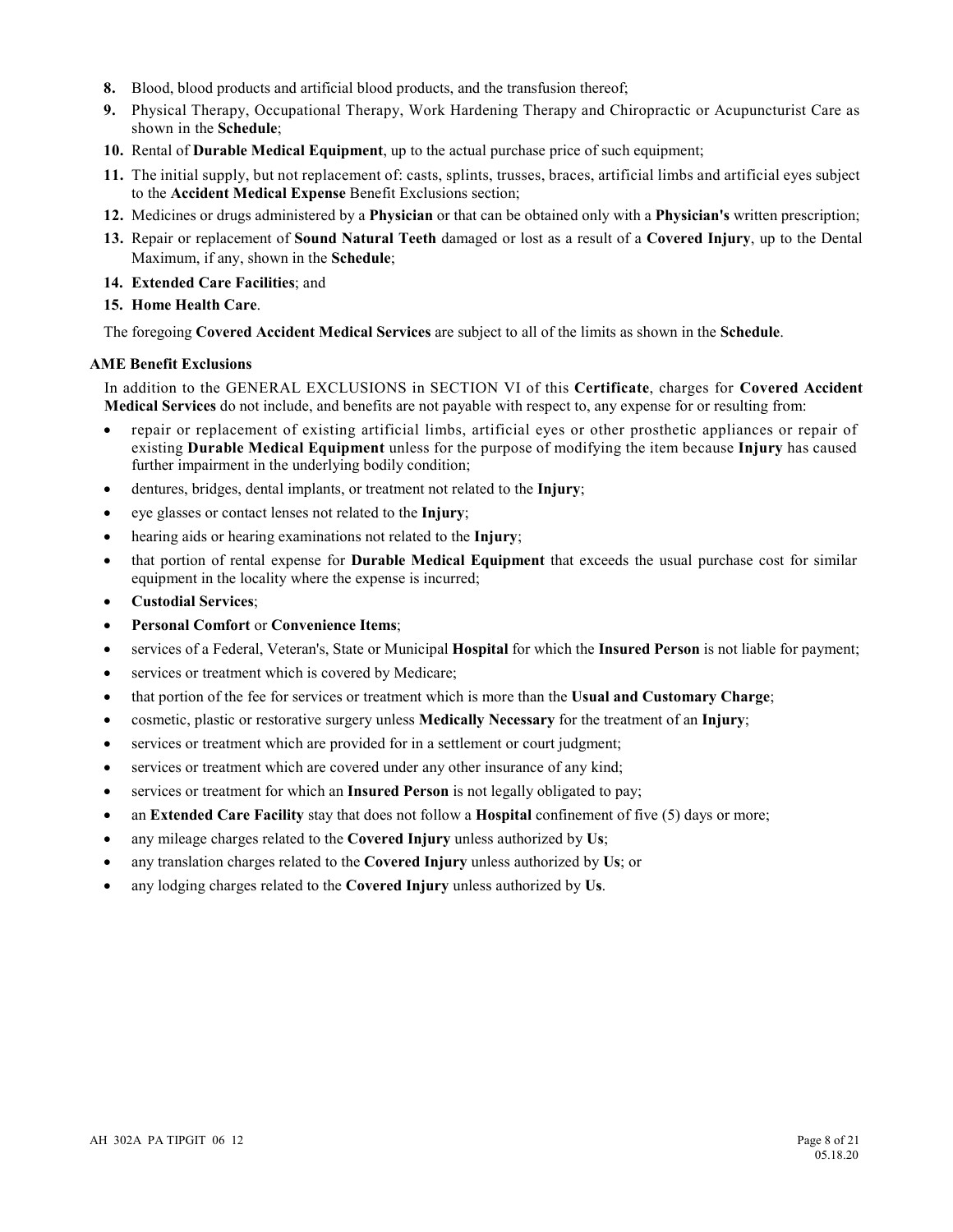8. Blood, blood products and artificial blood products, and the transfusion thereof;
9. Physical Therapy, Occupational Therapy, Work Hardening Therapy and Chiropractic or Acupuncturist Care as shown in the **Schedule**;
10. Rental of **Durable Medical Equipment**, up to the actual purchase price of such equipment;
11. The initial supply, but not replacement of: casts, splints, trusses, braces, artificial limbs and artificial eyes subject to the **Accident Medical Expense** Benefit Exclusions section;
12. Medicines or drugs administered by a **Physician** or that can be obtained only with a **Physician's** written prescription;
13. Repair or replacement of **Sound Natural Teeth** damaged or lost as a result of a **Covered Injury**, up to the Dental Maximum, if any, shown in the **Schedule**;
14. **Extended Care Facilities**; and
15. **Home Health Care**.

The foregoing **Covered Accident Medical Services** are subject to all of the limits as shown in the **Schedule**.

**AME Benefit Exclusions**

In addition to the GENERAL EXCLUSIONS in SECTION VI of this **Certificate**, charges for **Covered Accident Medical Services** do not include, and benefits are not payable with respect to, any expense for or resulting from:

- repair or replacement of existing artificial limbs, artificial eyes or other prosthetic appliances or repair of existing **Durable Medical Equipment** unless for the purpose of modifying the item because **Injury** has caused further impairment in the underlying bodily condition;
- dentures, bridges, dental implants, or treatment not related to the **Injury**;
- eye glasses or contact lenses not related to the **Injury**;
- hearing aids or hearing examinations not related to the **Injury**;
- that portion of rental expense for **Durable Medical Equipment** that exceeds the usual purchase cost for similar equipment in the locality where the expense is incurred;
- **Custodial Services**;
- **Personal Comfort** or **Convenience Items**;
- services of a Federal, Veteran's, State or Municipal **Hospital** for which the **Insured Person** is not liable for payment;
- services or treatment which is covered by Medicare;
- that portion of the fee for services or treatment which is more than the **Usual and Customary Charge**;
- cosmetic, plastic or restorative surgery unless **Medically Necessary** for the treatment of an **Injury**;
- services or treatment which are provided for in a settlement or court judgment;
- services or treatment which are covered under any other insurance of any kind;
- services or treatment for which an **Insured Person** is not legally obligated to pay;
- an **Extended Care Facility** stay that does not follow a **Hospital** confinement of five (5) days or more;
- any mileage charges related to the **Covered Injury** unless authorized by **Us**;
- any translation charges related to the **Covered Injury** unless authorized by **Us**; or
- any lodging charges related to the **Covered Injury** unless authorized by **Us**.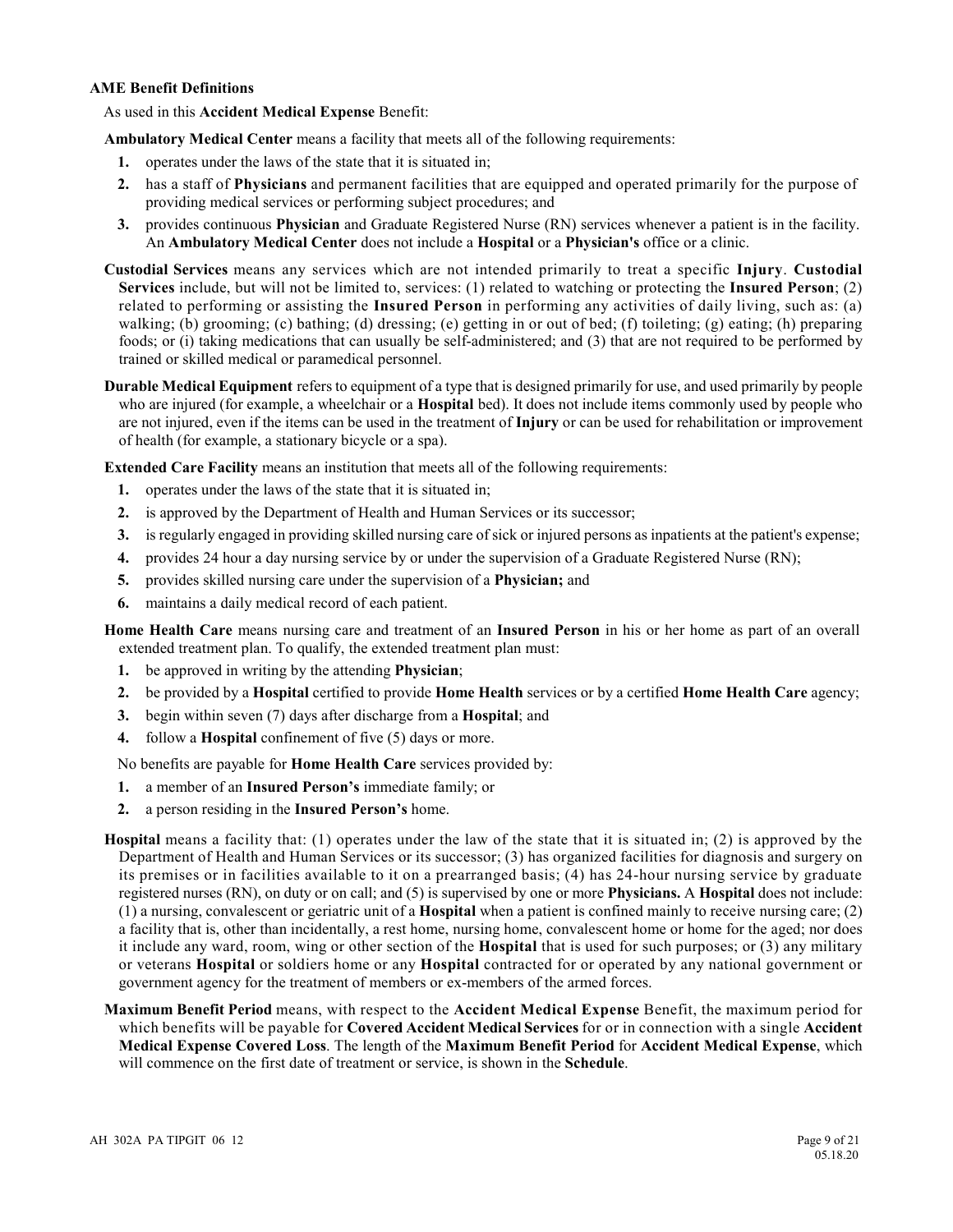**AME Benefit Definitions**

As used in this **Accident Medical Expense** Benefit:

**Ambulatory Medical Center** means a facility that meets all of the following requirements:

1. operates under the laws of the state that it is situated in;
2. has a staff of **Physicians** and permanent facilities that are equipped and operated primarily for the purpose of providing medical services or performing subject procedures; and
3. provides continuous **Physician** and Graduate Registered Nurse (RN) services whenever a patient is in the facility. An **Ambulatory Medical Center** does not include a **Hospital** or a **Physician's** office or a clinic.

**Custodial Services** means any services which are not intended primarily to treat a specific **Injury**. **Custodial Services** include, but will not be limited to, services: (1) related to watching or protecting the **Insured Person**; (2) related to performing or assisting the **Insured Person** in performing any activities of daily living, such as: (a) walking; (b) grooming; (c) bathing; (d) dressing; (e) getting in or out of bed; (f) toileting; (g) eating; (h) preparing foods; or (i) taking medications that can usually be self-administered; and (3) that are not required to be performed by trained or skilled medical or paramedical personnel.

**Durable Medical Equipment** refers to equipment of a type that is designed primarily for use, and used primarily by people who are injured (for example, a wheelchair or a **Hospital** bed). It does not include items commonly used by people who are not injured, even if the items can be used in the treatment of **Injury** or can be used for rehabilitation or improvement of health (for example, a stationary bicycle or a spa).

**Extended Care Facility** means an institution that meets all of the following requirements:

1. operates under the laws of the state that it is situated in;
2. is approved by the Department of Health and Human Services or its successor;
3. is regularly engaged in providing skilled nursing care of sick or injured persons as inpatients at the patient's expense;
4. provides 24 hour a day nursing service by or under the supervision of a Graduate Registered Nurse (RN);
5. provides skilled nursing care under the supervision of a **Physician;** and
6. maintains a daily medical record of each patient.

**Home Health Care** means nursing care and treatment of an **Insured Person** in his or her home as part of an overall extended treatment plan. To qualify, the extended treatment plan must:

1. be approved in writing by the attending **Physician**;
2. be provided by a **Hospital** certified to provide **Home Health** services or by a certified **Home Health Care** agency;
3. begin within seven (7) days after discharge from a **Hospital**; and
4. follow a **Hospital** confinement of five (5) days or more.

No benefits are payable for **Home Health Care** services provided by:

1. a member of an **Insured Person's** immediate family; or
2. a person residing in the **Insured Person's** home.

**Hospital** means a facility that: (1) operates under the law of the state that it is situated in; (2) is approved by the Department of Health and Human Services or its successor; (3) has organized facilities for diagnosis and surgery on its premises or in facilities available to it on a prearranged basis; (4) has 24-hour nursing service by graduate registered nurses (RN), on duty or on call; and (5) is supervised by one or more **Physicians.** A **Hospital** does not include: (1) a nursing, convalescent or geriatric unit of a **Hospital** when a patient is confined mainly to receive nursing care; (2) a facility that is, other than incidentally, a rest home, nursing home, convalescent home or home for the aged; nor does it include any ward, room, wing or other section of the **Hospital** that is used for such purposes; or (3) any military or veterans **Hospital** or soldiers home or any **Hospital** contracted for or operated by any national government or government agency for the treatment of members or ex-members of the armed forces.

**Maximum Benefit Period** means, with respect to the **Accident Medical Expense** Benefit, the maximum period for which benefits will be payable for **Covered Accident Medical Services** for or in connection with a single **Accident Medical Expense Covered Loss**. The length of the **Maximum Benefit Period** for **Accident Medical Expense**, which will commence on the first date of treatment or service, is shown in the **Schedule**.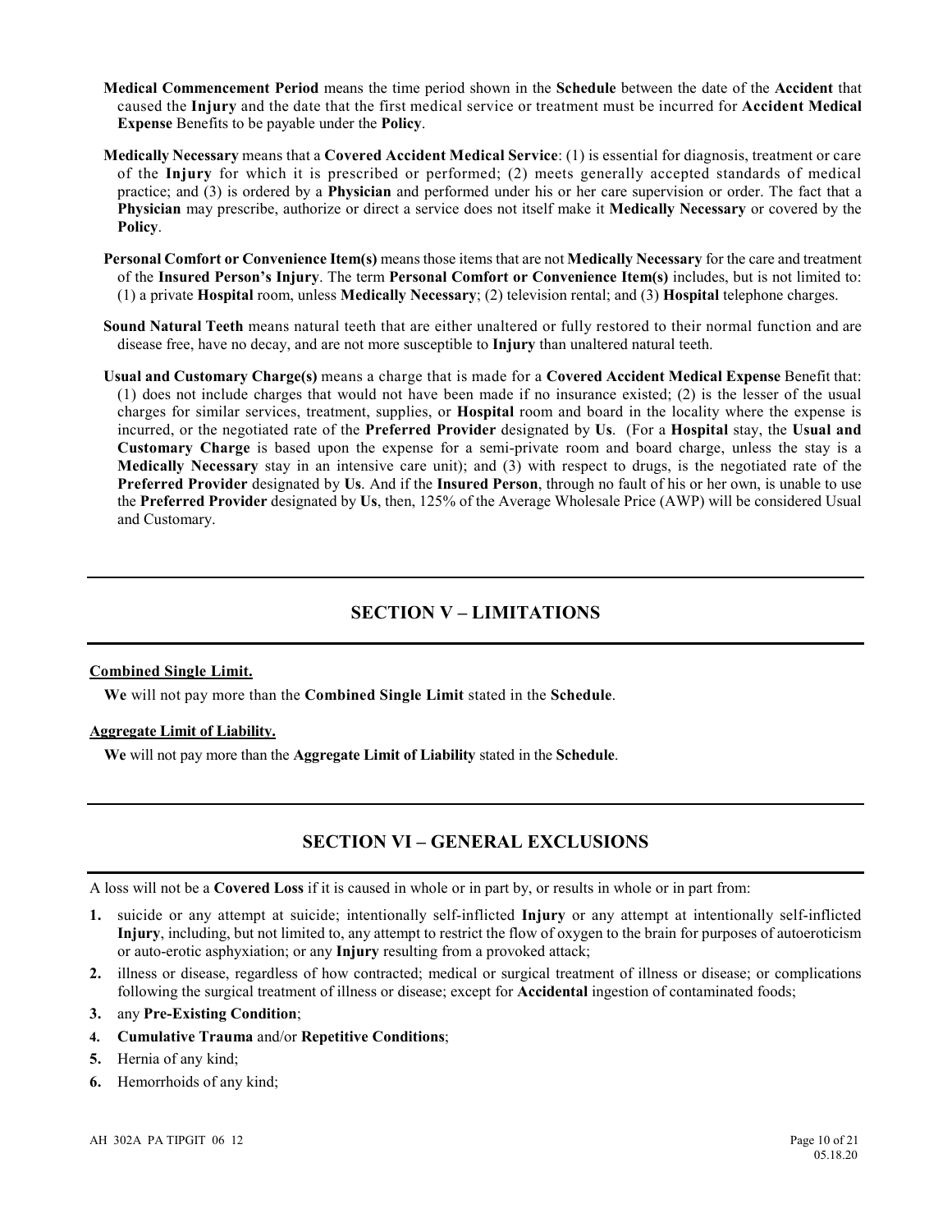**Medical Commencement Period** means the time period shown in the **Schedule** between the date of the **Accident** that caused the **Injury** and the date that the first medical service or treatment must be incurred for **Accident Medical Expense** Benefits to be payable under the **Policy**.

**Medically Necessary** means that a **Covered Accident Medical Service**: (1) is essential for diagnosis, treatment or care of the **Injury** for which it is prescribed or performed; (2) meets generally accepted standards of medical practice; and (3) is ordered by a **Physician** and performed under his or her care supervision or order. The fact that a **Physician** may prescribe, authorize or direct a service does not itself make it **Medically Necessary** or covered by the **Policy**.

**Personal Comfort or Convenience Item(s)** means those items that are not **Medically Necessary** for the care and treatment of the **Insured Person's Injury**. The term **Personal Comfort or Convenience Item(s)** includes, but is not limited to: (1) a private **Hospital** room, unless **Medically Necessary**; (2) television rental; and (3) **Hospital** telephone charges.

**Sound Natural Teeth** means natural teeth that are either unaltered or fully restored to their normal function and are disease free, have no decay, and are not more susceptible to **Injury** than unaltered natural teeth.

**Usual and Customary Charge(s)** means a charge that is made for a **Covered Accident Medical Expense** Benefit that: (1) does not include charges that would not have been made if no insurance existed; (2) is the lesser of the usual charges for similar services, treatment, supplies, or **Hospital** room and board in the locality where the expense is incurred, or the negotiated rate of the **Preferred Provider** designated by **Us**. (For a **Hospital** stay, the **Usual and Customary Charge** is based upon the expense for a semi-private room and board charge, unless the stay is a **Medically Necessary** stay in an intensive care unit); and (3) with respect to drugs, is the negotiated rate of the **Preferred Provider** designated by **Us**. And if the **Insured Person**, through no fault of his or her own, is unable to use the **Preferred Provider** designated by **Us**, then, 125% of the Average Wholesale Price (AWP) will be considered Usual and Customary.

## SECTION V – LIMITATIONS

**Combined Single Limit.**

**We** will not pay more than the **Combined Single Limit** stated in the **Schedule**.

**Aggregate Limit of Liability.**

**We** will not pay more than the **Aggregate Limit of Liability** stated in the **Schedule**.

## SECTION VI – GENERAL EXCLUSIONS

A loss will not be a **Covered Loss** if it is caused in whole or in part by, or results in whole or in part from:

1. suicide or any attempt at suicide; intentionally self-inflicted **Injury** or any attempt at intentionally self-inflicted **Injury**, including, but not limited to, any attempt to restrict the flow of oxygen to the brain for purposes of autoeroticism or auto-erotic asphyxiation; or any **Injury** resulting from a provoked attack;
2. illness or disease, regardless of how contracted; medical or surgical treatment of illness or disease; or complications following the surgical treatment of illness or disease; except for **Accidental** ingestion of contaminated foods;
3. any **Pre-Existing Condition**;
4. **Cumulative Trauma** and/or **Repetitive Conditions**;
5. Hernia of any kind;
6. Hemorrhoids of any kind;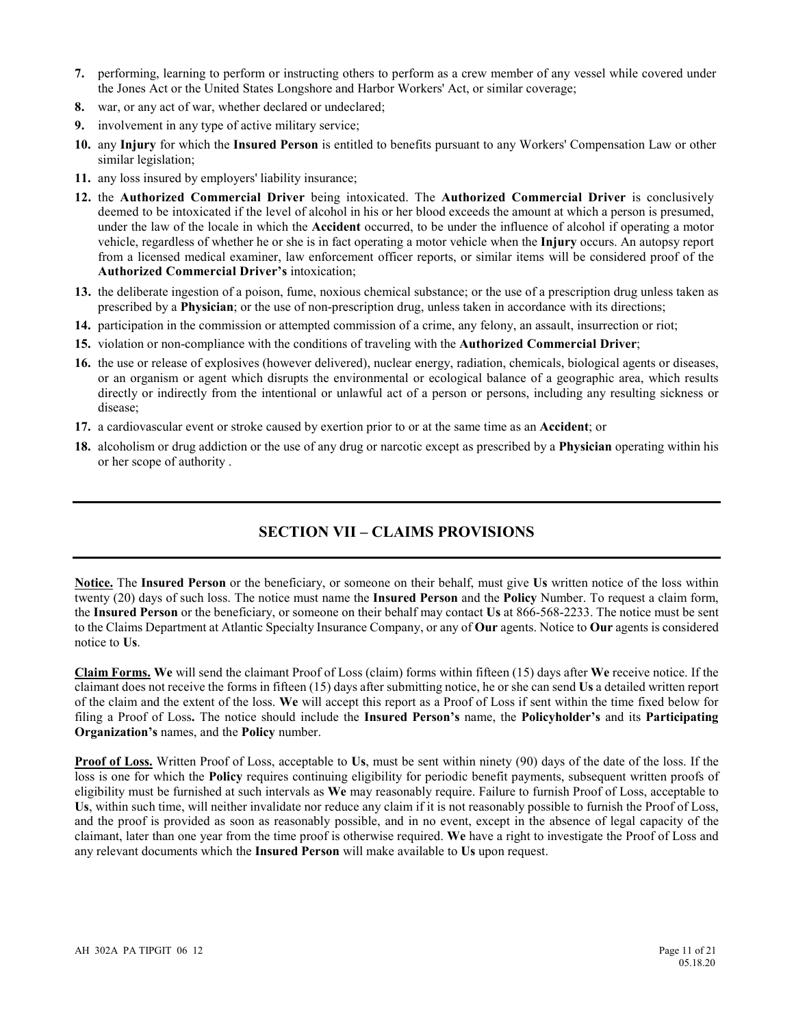7. performing, learning to perform or instructing others to perform as a crew member of any vessel while covered under the Jones Act or the United States Longshore and Harbor Workers' Act, or similar coverage;
8. war, or any act of war, whether declared or undeclared;
9. involvement in any type of active military service;
10. any **Injury** for which the **Insured Person** is entitled to benefits pursuant to any Workers' Compensation Law or other similar legislation;
11. any loss insured by employers' liability insurance;
12. the **Authorized Commercial Driver** being intoxicated. The **Authorized Commercial Driver** is conclusively deemed to be intoxicated if the level of alcohol in his or her blood exceeds the amount at which a person is presumed, under the law of the locale in which the **Accident** occurred, to be under the influence of alcohol if operating a motor vehicle, regardless of whether he or she is in fact operating a motor vehicle when the **Injury** occurs. An autopsy report from a licensed medical examiner, law enforcement officer reports, or similar items will be considered proof of the **Authorized Commercial Driver's** intoxication;
13. the deliberate ingestion of a poison, fume, noxious chemical substance; or the use of a prescription drug unless taken as prescribed by a **Physician**; or the use of non-prescription drug, unless taken in accordance with its directions;
14. participation in the commission or attempted commission of a crime, any felony, an assault, insurrection or riot;
15. violation or non-compliance with the conditions of traveling with the **Authorized Commercial Driver**;
16. the use or release of explosives (however delivered), nuclear energy, radiation, chemicals, biological agents or diseases, or an organism or agent which disrupts the environmental or ecological balance of a geographic area, which results directly or indirectly from the intentional or unlawful act of a person or persons, including any resulting sickness or disease;
17. a cardiovascular event or stroke caused by exertion prior to or at the same time as an **Accident**; or
18. alcoholism or drug addiction or the use of any drug or narcotic except as prescribed by a **Physician** operating within his or her scope of authority .

## SECTION VII – CLAIMS PROVISIONS

**Notice.** The **Insured Person** or the beneficiary, or someone on their behalf, must give **Us** written notice of the loss within twenty (20) days of such loss. The notice must name the **Insured Person** and the **Policy** Number. To request a claim form, the **Insured Person** or the beneficiary, or someone on their behalf may contact **Us** at 866-568-2233. The notice must be sent to the Claims Department at Atlantic Specialty Insurance Company, or any of **Our** agents. Notice to **Our** agents is considered notice to **Us**.

**Claim Forms.** **We** will send the claimant Proof of Loss (claim) forms within fifteen (15) days after **We** receive notice. If the claimant does not receive the forms in fifteen (15) days after submitting notice, he or she can send **Us** a detailed written report of the claim and the extent of the loss. **We** will accept this report as a Proof of Loss if sent within the time fixed below for filing a Proof of Loss**.** The notice should include the **Insured Person's** name, the **Policyholder's** and its **Participating Organization's** names, and the **Policy** number.

**Proof of Loss.** Written Proof of Loss, acceptable to **Us**, must be sent within ninety (90) days of the date of the loss. If the loss is one for which the **Policy** requires continuing eligibility for periodic benefit payments, subsequent written proofs of eligibility must be furnished at such intervals as **We** may reasonably require. Failure to furnish Proof of Loss, acceptable to **Us**, within such time, will neither invalidate nor reduce any claim if it is not reasonably possible to furnish the Proof of Loss, and the proof is provided as soon as reasonably possible, and in no event, except in the absence of legal capacity of the claimant, later than one year from the time proof is otherwise required. **We** have a right to investigate the Proof of Loss and any relevant documents which the **Insured Person** will make available to **Us** upon request.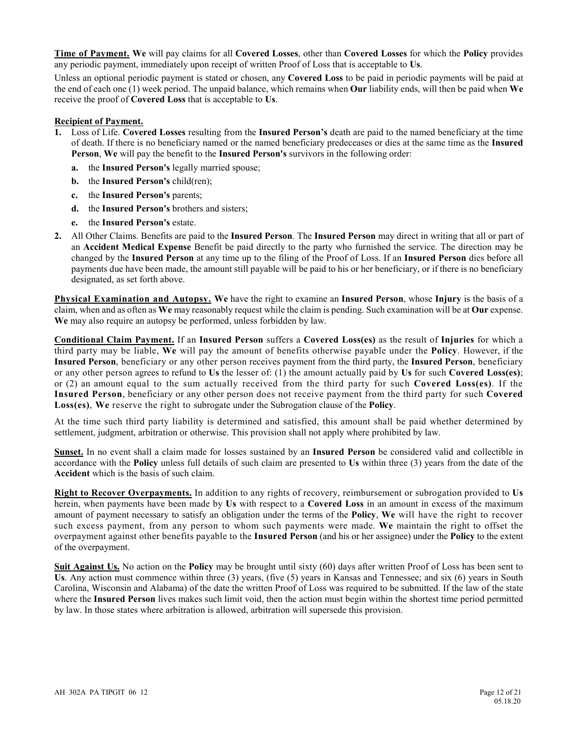**Time of Payment.** **We** will pay claims for all **Covered Losses**, other than **Covered Losses** for which the **Policy** provides any periodic payment, immediately upon receipt of written Proof of Loss that is acceptable to **Us**.

Unless an optional periodic payment is stated or chosen, any **Covered Loss** to be paid in periodic payments will be paid at the end of each one (1) week period. The unpaid balance, which remains when **Our** liability ends, will then be paid when **We** receive the proof of **Covered Loss** that is acceptable to **Us**.

**Recipient of Payment.**

1. Loss of Life. **Covered Losses** resulting from the **Insured Person's** death are paid to the named beneficiary at the time of death. If there is no beneficiary named or the named beneficiary predeceases or dies at the same time as the **Insured Person**, **We** will pay the benefit to the **Insured Person's** survivors in the following order:
   a. the **Insured Person's** legally married spouse;
   b. the **Insured Person's** child(ren);
   c. the **Insured Person's** parents;
   d. the **Insured Person's** brothers and sisters;
   e. the **Insured Person's** estate.
2. All Other Claims. Benefits are paid to the **Insured Person**. The **Insured Person** may direct in writing that all or part of an **Accident Medical Expense** Benefit be paid directly to the party who furnished the service. The direction may be changed by the **Insured Person** at any time up to the filing of the Proof of Loss. If an **Insured Person** dies before all payments due have been made, the amount still payable will be paid to his or her beneficiary, or if there is no beneficiary designated, as set forth above.

**Physical Examination and Autopsy.** **We** have the right to examine an **Insured Person**, whose **Injury** is the basis of a claim, when and as often as **We** may reasonably request while the claim is pending. Such examination will be at **Our** expense. **We** may also require an autopsy be performed, unless forbidden by law.

**Conditional Claim Payment.** If an **Insured Person** suffers a **Covered Loss(es)** as the result of **Injuries** for which a third party may be liable, **We** will pay the amount of benefits otherwise payable under the **Policy**. However, if the **Insured Person**, beneficiary or any other person receives payment from the third party, the **Insured Person**, beneficiary or any other person agrees to refund to **Us** the lesser of: (1) the amount actually paid by **Us** for such **Covered Loss(es)**; or (2) an amount equal to the sum actually received from the third party for such **Covered Loss(es)**. If the **Insured Person**, beneficiary or any other person does not receive payment from the third party for such **Covered Loss(es)**, **We** reserve the right to subrogate under the Subrogation clause of the **Policy**.

At the time such third party liability is determined and satisfied, this amount shall be paid whether determined by settlement, judgment, arbitration or otherwise. This provision shall not apply where prohibited by law.

**Sunset.** In no event shall a claim made for losses sustained by an **Insured Person** be considered valid and collectible in accordance with the **Policy** unless full details of such claim are presented to **Us** within three (3) years from the date of the **Accident** which is the basis of such claim.

**Right to Recover Overpayments.** In addition to any rights of recovery, reimbursement or subrogation provided to **Us** herein, when payments have been made by **Us** with respect to a **Covered Loss** in an amount in excess of the maximum amount of payment necessary to satisfy an obligation under the terms of the **Policy**, **We** will have the right to recover such excess payment, from any person to whom such payments were made. **We** maintain the right to offset the overpayment against other benefits payable to the **Insured Person** (and his or her assignee) under the **Policy** to the extent of the overpayment.

**Suit Against Us.** No action on the **Policy** may be brought until sixty (60) days after written Proof of Loss has been sent to **Us**. Any action must commence within three (3) years, (five (5) years in Kansas and Tennessee; and six (6) years in South Carolina, Wisconsin and Alabama) of the date the written Proof of Loss was required to be submitted. If the law of the state where the **Insured Person** lives makes such limit void, then the action must begin within the shortest time period permitted by law. In those states where arbitration is allowed, arbitration will supersede this provision.

AH 302A PA TIPGIT 06 12

05.18.20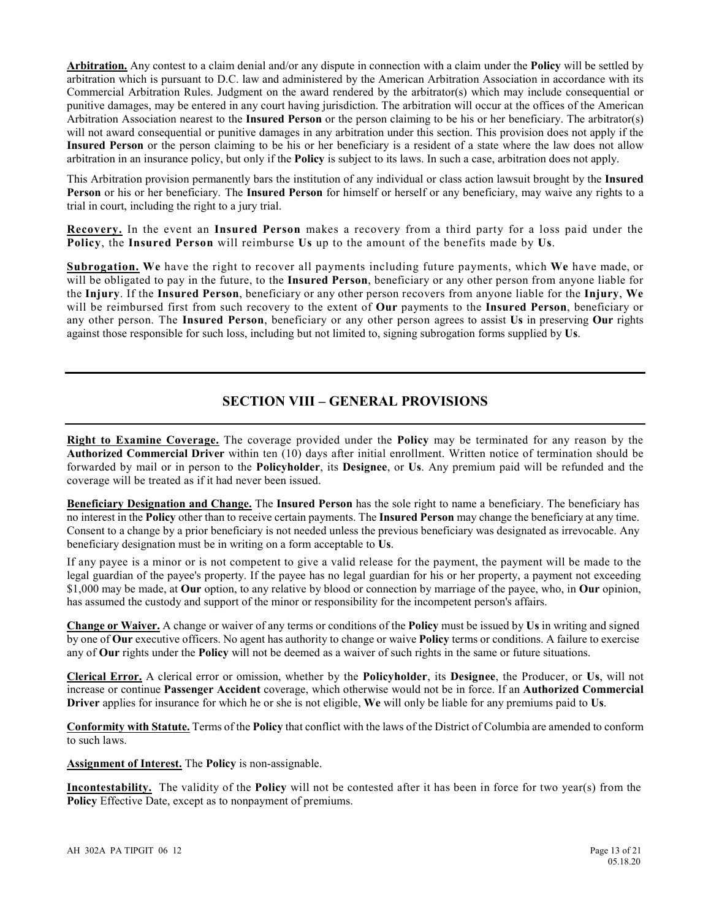**Arbitration.** Any contest to a claim denial and/or any dispute in connection with a claim under the **Policy** will be settled by arbitration which is pursuant to D.C. law and administered by the American Arbitration Association in accordance with its Commercial Arbitration Rules. Judgment on the award rendered by the arbitrator(s) which may include consequential or punitive damages, may be entered in any court having jurisdiction. The arbitration will occur at the offices of the American Arbitration Association nearest to the **Insured Person** or the person claiming to be his or her beneficiary. The arbitrator(s) will not award consequential or punitive damages in any arbitration under this section. This provision does not apply if the **Insured Person** or the person claiming to be his or her beneficiary is a resident of a state where the law does not allow arbitration in an insurance policy, but only if the **Policy** is subject to its laws. In such a case, arbitration does not apply.

This Arbitration provision permanently bars the institution of any individual or class action lawsuit brought by the **Insured Person** or his or her beneficiary. The **Insured Person** for himself or herself or any beneficiary, may waive any rights to a trial in court, including the right to a jury trial.

**Recovery.** In the event an **Insured Person** makes a recovery from a third party for a loss paid under the **Policy**, the **Insured Person** will reimburse **Us** up to the amount of the benefits made by **Us**.

**Subrogation.** **We** have the right to recover all payments including future payments, which **We** have made, or will be obligated to pay in the future, to the **Insured Person**, beneficiary or any other person from anyone liable for the **Injury**. If the **Insured Person**, beneficiary or any other person recovers from anyone liable for the **Injury**, **We** will be reimbursed first from such recovery to the extent of **Our** payments to the **Insured Person**, beneficiary or any other person. The **Insured Person**, beneficiary or any other person agrees to assist **Us** in preserving **Our** rights against those responsible for such loss, including but not limited to, signing subrogation forms supplied by **Us**.

## SECTION VIII – GENERAL PROVISIONS

**Right to Examine Coverage.** The coverage provided under the **Policy** may be terminated for any reason by the **Authorized Commercial Driver** within ten (10) days after initial enrollment. Written notice of termination should be forwarded by mail or in person to the **Policyholder**, its **Designee**, or **Us**. Any premium paid will be refunded and the coverage will be treated as if it had never been issued.

**Beneficiary Designation and Change.** The **Insured Person** has the sole right to name a beneficiary. The beneficiary has no interest in the **Policy** other than to receive certain payments. The **Insured Person** may change the beneficiary at any time. Consent to a change by a prior beneficiary is not needed unless the previous beneficiary was designated as irrevocable. Any beneficiary designation must be in writing on a form acceptable to **Us**.

If any payee is a minor or is not competent to give a valid release for the payment, the payment will be made to the legal guardian of the payee's property. If the payee has no legal guardian for his or her property, a payment not exceeding $1,000 may be made, at **Our** option, to any relative by blood or connection by marriage of the payee, who, in **Our** opinion, has assumed the custody and support of the minor or responsibility for the incompetent person's affairs.

**Change or Waiver.** A change or waiver of any terms or conditions of the **Policy** must be issued by **Us** in writing and signed by one of **Our** executive officers. No agent has authority to change or waive **Policy** terms or conditions. A failure to exercise any of **Our** rights under the **Policy** will not be deemed as a waiver of such rights in the same or future situations.

**Clerical Error.** A clerical error or omission, whether by the **Policyholder**, its **Designee**, the Producer, or **Us**, will not increase or continue **Passenger Accident** coverage, which otherwise would not be in force. If an **Authorized Commercial Driver** applies for insurance for which he or she is not eligible, **We** will only be liable for any premiums paid to **Us**.

**Conformity with Statute.** Terms of the **Policy** that conflict with the laws of the District of Columbia are amended to conform to such laws.

**Assignment of Interest.** The **Policy** is non-assignable.

**Incontestability.** The validity of the **Policy** will not be contested after it has been in force for two year(s) from the **Policy** Effective Date, except as to nonpayment of premiums.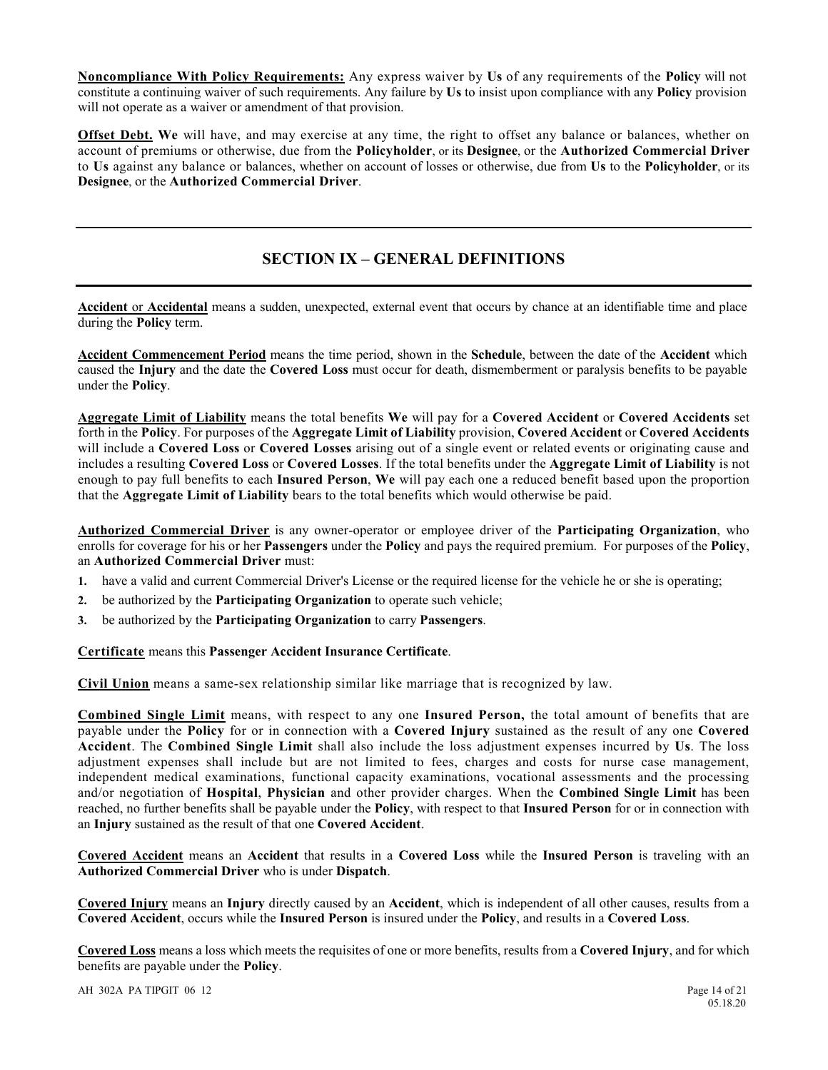**Noncompliance With Policy Requirements:** Any express waiver by **Us** of any requirements of the **Policy** will not constitute a continuing waiver of such requirements. Any failure by **Us** to insist upon compliance with any **Policy** provision will not operate as a waiver or amendment of that provision.

**Offset Debt.** **We** will have, and may exercise at any time, the right to offset any balance or balances, whether on account of premiums or otherwise, due from the **Policyholder**, or its **Designee**, or the **Authorized Commercial Driver** to **Us** against any balance or balances, whether on account of losses or otherwise, due from **Us** to the **Policyholder**, or its **Designee**, or the **Authorized Commercial Driver**.

## SECTION IX – GENERAL DEFINITIONS

**Accident** or **Accidental** means a sudden, unexpected, external event that occurs by chance at an identifiable time and place during the **Policy** term.

**Accident Commencement Period** means the time period, shown in the **Schedule**, between the date of the **Accident** which caused the **Injury** and the date the **Covered Loss** must occur for death, dismemberment or paralysis benefits to be payable under the **Policy**.

**Aggregate Limit of Liability** means the total benefits **We** will pay for a **Covered Accident** or **Covered Accidents** set forth in the **Policy**. For purposes of the **Aggregate Limit of Liability** provision, **Covered Accident** or **Covered Accidents** will include a **Covered Loss** or **Covered Losses** arising out of a single event or related events or originating cause and includes a resulting **Covered Loss** or **Covered Losses**. If the total benefits under the **Aggregate Limit of Liability** is not enough to pay full benefits to each **Insured Person**, **We** will pay each one a reduced benefit based upon the proportion that the **Aggregate Limit of Liability** bears to the total benefits which would otherwise be paid.

**Authorized Commercial Driver** is any owner-operator or employee driver of the **Participating Organization**, who enrolls for coverage for his or her **Passengers** under the **Policy** and pays the required premium. For purposes of the **Policy**, an **Authorized Commercial Driver** must:

1. have a valid and current Commercial Driver's License or the required license for the vehicle he or she is operating;
2. be authorized by the **Participating Organization** to operate such vehicle;
3. be authorized by the **Participating Organization** to carry **Passengers**.

**Certificate** means this **Passenger Accident Insurance Certificate**.

**Civil Union** means a same-sex relationship similar like marriage that is recognized by law.

**Combined Single Limit** means, with respect to any one **Insured Person,** the total amount of benefits that are payable under the **Policy** for or in connection with a **Covered Injury** sustained as the result of any one **Covered Accident**. The **Combined Single Limit** shall also include the loss adjustment expenses incurred by **Us**. The loss adjustment expenses shall include but are not limited to fees, charges and costs for nurse case management, independent medical examinations, functional capacity examinations, vocational assessments and the processing and/or negotiation of **Hospital**, **Physician** and other provider charges. When the **Combined Single Limit** has been reached, no further benefits shall be payable under the **Policy**, with respect to that **Insured Person** for or in connection with an **Injury** sustained as the result of that one **Covered Accident**.

**Covered Accident** means an **Accident** that results in a **Covered Loss** while the **Insured Person** is traveling with an **Authorized Commercial Driver** who is under **Dispatch**.

**Covered Injury** means an **Injury** directly caused by an **Accident**, which is independent of all other causes, results from a **Covered Accident**, occurs while the **Insured Person** is insured under the **Policy**, and results in a **Covered Loss**.

**Covered Loss** means a loss which meets the requisites of one or more benefits, results from a **Covered Injury**, and for which benefits are payable under the **Policy**.

AH 302A PA TIPGIT 06 12

05.18.20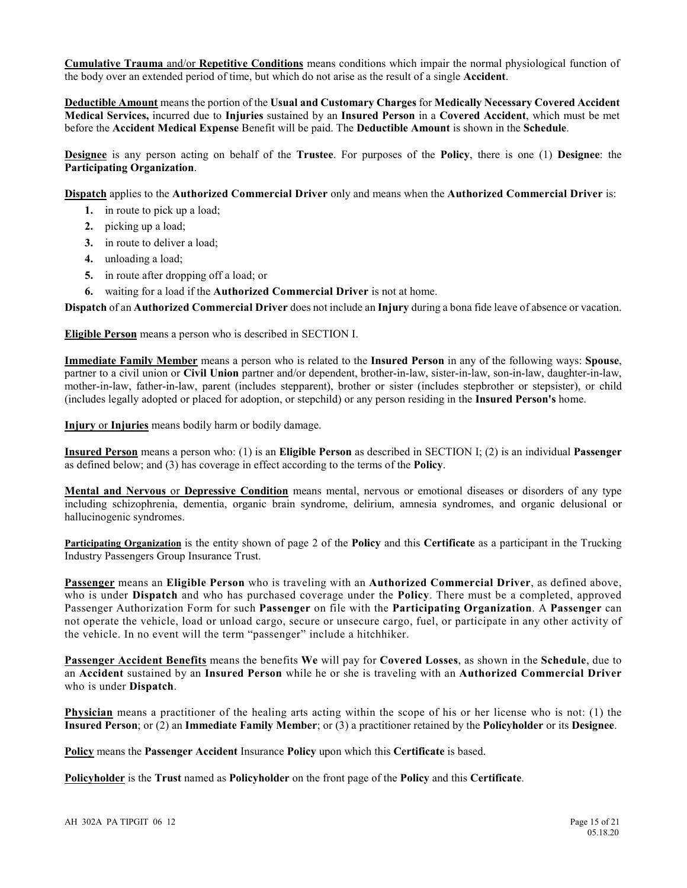**Cumulative Trauma** and/or **Repetitive Conditions** means conditions which impair the normal physiological function of the body over an extended period of time, but which do not arise as the result of a single **Accident**.

**Deductible Amount** means the portion of the **Usual and Customary Charges** for **Medically Necessary Covered Accident Medical Services,** incurred due to **Injuries** sustained by an **Insured Person** in a **Covered Accident**, which must be met before the **Accident Medical Expense** Benefit will be paid. The **Deductible Amount** is shown in the **Schedule**.

**Designee** is any person acting on behalf of the **Trustee**. For purposes of the **Policy**, there is one (1) **Designee**: the **Participating Organization**.

**Dispatch** applies to the **Authorized Commercial Driver** only and means when the **Authorized Commercial Driver** is:

1. in route to pick up a load;
2. picking up a load;
3. in route to deliver a load;
4. unloading a load;
5. in route after dropping off a load; or
6. waiting for a load if the **Authorized Commercial Driver** is not at home.

**Dispatch** of an **Authorized Commercial Driver** does not include an **Injury** during a bona fide leave of absence or vacation.

**Eligible Person** means a person who is described in SECTION I.

**Immediate Family Member** means a person who is related to the **Insured Person** in any of the following ways: **Spouse**, partner to a civil union or **Civil Union** partner and/or dependent, brother-in-law, sister-in-law, son-in-law, daughter-in-law, mother-in-law, father-in-law, parent (includes stepparent), brother or sister (includes stepbrother or stepsister), or child (includes legally adopted or placed for adoption, or stepchild) or any person residing in the **Insured Person's** home.

**Injury** or **Injuries** means bodily harm or bodily damage.

**Insured Person** means a person who: (1) is an **Eligible Person** as described in SECTION I; (2) is an individual **Passenger** as defined below; and (3) has coverage in effect according to the terms of the **Policy**.

**Mental and Nervous** or **Depressive Condition** means mental, nervous or emotional diseases or disorders of any type including schizophrenia, dementia, organic brain syndrome, delirium, amnesia syndromes, and organic delusional or hallucinogenic syndromes.

**Participating Organization** is the entity shown of page 2 of the **Policy** and this **Certificate** as a participant in the Trucking Industry Passengers Group Insurance Trust.

**Passenger** means an **Eligible Person** who is traveling with an **Authorized Commercial Driver**, as defined above, who is under **Dispatch** and who has purchased coverage under the **Policy**. There must be a completed, approved Passenger Authorization Form for such **Passenger** on file with the **Participating Organization**. A **Passenger** can not operate the vehicle, load or unload cargo, secure or unsecure cargo, fuel, or participate in any other activity of the vehicle. In no event will the term "passenger" include a hitchhiker.

**Passenger Accident Benefits** means the benefits **We** will pay for **Covered Losses**, as shown in the **Schedule**, due to an **Accident** sustained by an **Insured Person** while he or she is traveling with an **Authorized Commercial Driver** who is under **Dispatch**.

**Physician** means a practitioner of the healing arts acting within the scope of his or her license who is not: (1) the **Insured Person**; or (2) an **Immediate Family Member**; or (3) a practitioner retained by the **Policyholder** or its **Designee**.

**Policy** means the **Passenger Accident** Insurance **Policy** upon which this **Certificate** is based.

**Policyholder** is the **Trust** named as **Policyholder** on the front page of the **Policy** and this **Certificate**.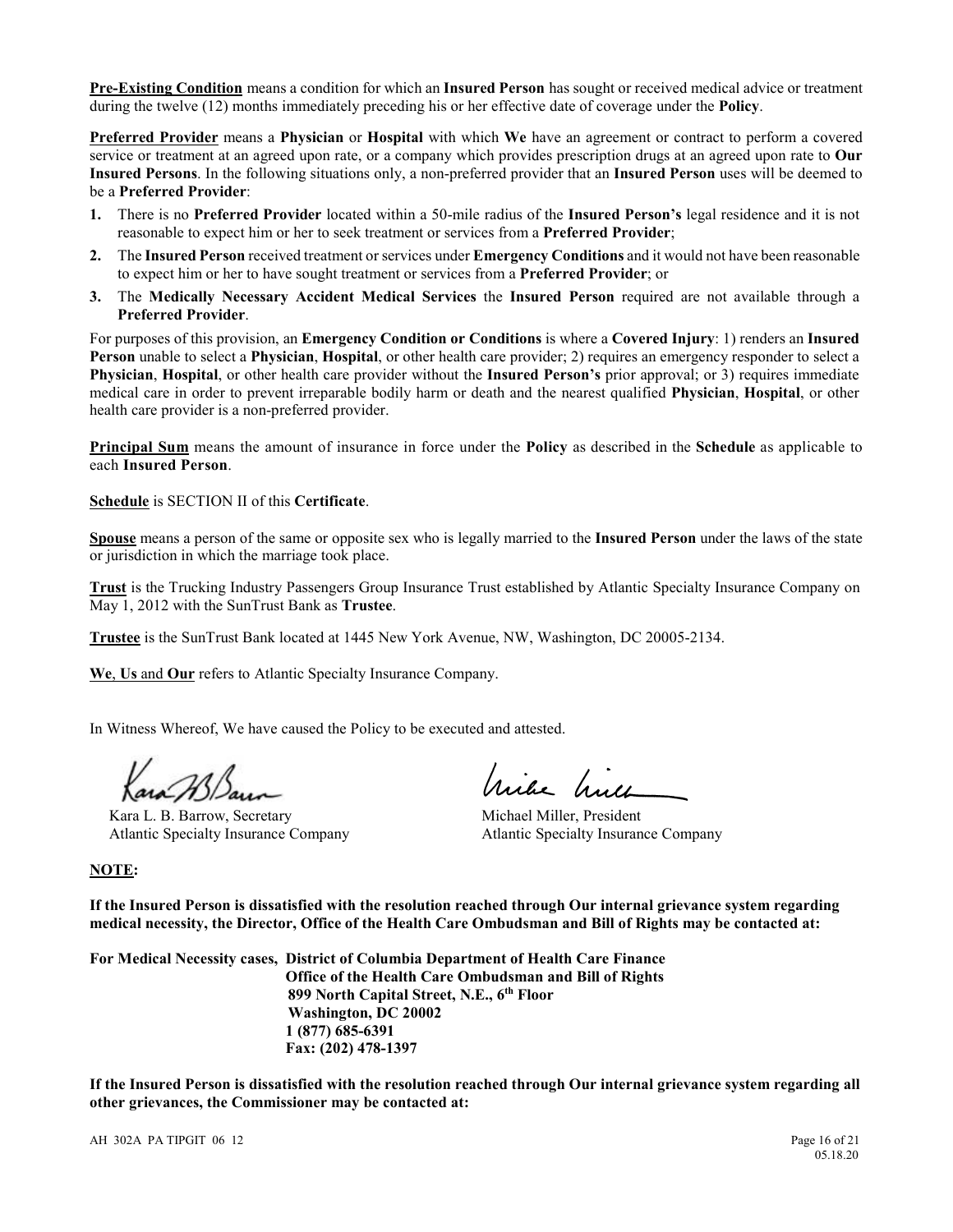**Pre-Existing Condition** means a condition for which an **Insured Person** has sought or received medical advice or treatment during the twelve (12) months immediately preceding his or her effective date of coverage under the **Policy**.

**Preferred Provider** means a **Physician** or **Hospital** with which **We** have an agreement or contract to perform a covered service or treatment at an agreed upon rate, or a company which provides prescription drugs at an agreed upon rate to **Our Insured Persons**. In the following situations only, a non-preferred provider that an **Insured Person** uses will be deemed to be a **Preferred Provider**:

1. There is no **Preferred Provider** located within a 50-mile radius of the **Insured Person's** legal residence and it is not reasonable to expect him or her to seek treatment or services from a **Preferred Provider**;
2. The **Insured Person** received treatment or services under **Emergency Conditions** and it would not have been reasonable to expect him or her to have sought treatment or services from a **Preferred Provider**; or
3. The **Medically Necessary Accident Medical Services** the **Insured Person** required are not available through a **Preferred Provider**.

For purposes of this provision, an **Emergency Condition or Conditions** is where a **Covered Injury**: 1) renders an **Insured Person** unable to select a **Physician**, **Hospital**, or other health care provider; 2) requires an emergency responder to select a **Physician**, **Hospital**, or other health care provider without the **Insured Person's** prior approval; or 3) requires immediate medical care in order to prevent irreparable bodily harm or death and the nearest qualified **Physician**, **Hospital**, or other health care provider is a non-preferred provider.

**Principal Sum** means the amount of insurance in force under the **Policy** as described in the **Schedule** as applicable to each **Insured Person**.

**Schedule** is SECTION II of this **Certificate**.

**Spouse** means a person of the same or opposite sex who is legally married to the **Insured Person** under the laws of the state or jurisdiction in which the marriage took place.

**Trust** is the Trucking Industry Passengers Group Insurance Trust established by Atlantic Specialty Insurance Company on May 1, 2012 with the SunTrust Bank as **Trustee**.

**Trustee** is the SunTrust Bank located at 1445 New York Avenue, NW, Washington, DC 20005-2134.

**We**, **Us** and **Our** refers to Atlantic Specialty Insurance Company.

In Witness Whereof, We have caused the Policy to be executed and attested.

Kara L. B. Barrow, Secretary
Atlantic Specialty Insurance Company

Michael Miller, President
Atlantic Specialty Insurance Company

**NOTE:**

**If the Insured Person is dissatisfied with the resolution reached through Our internal grievance system regarding medical necessity, the Director, Office of the Health Care Ombudsman and Bill of Rights may be contacted at:**

**For Medical Necessity cases, District of Columbia Department of Health Care Finance**
**Office of the Health Care Ombudsman and Bill of Rights**
**899 North Capital Street, N.E., 6th Floor**
**Washington, DC 20002**
**1 (877) 685-6391**
**Fax: (202) 478-1397**

**If the Insured Person is dissatisfied with the resolution reached through Our internal grievance system regarding all other grievances, the Commissioner may be contacted at:**

AH 302A PA TIPGIT 06 12

05.18.20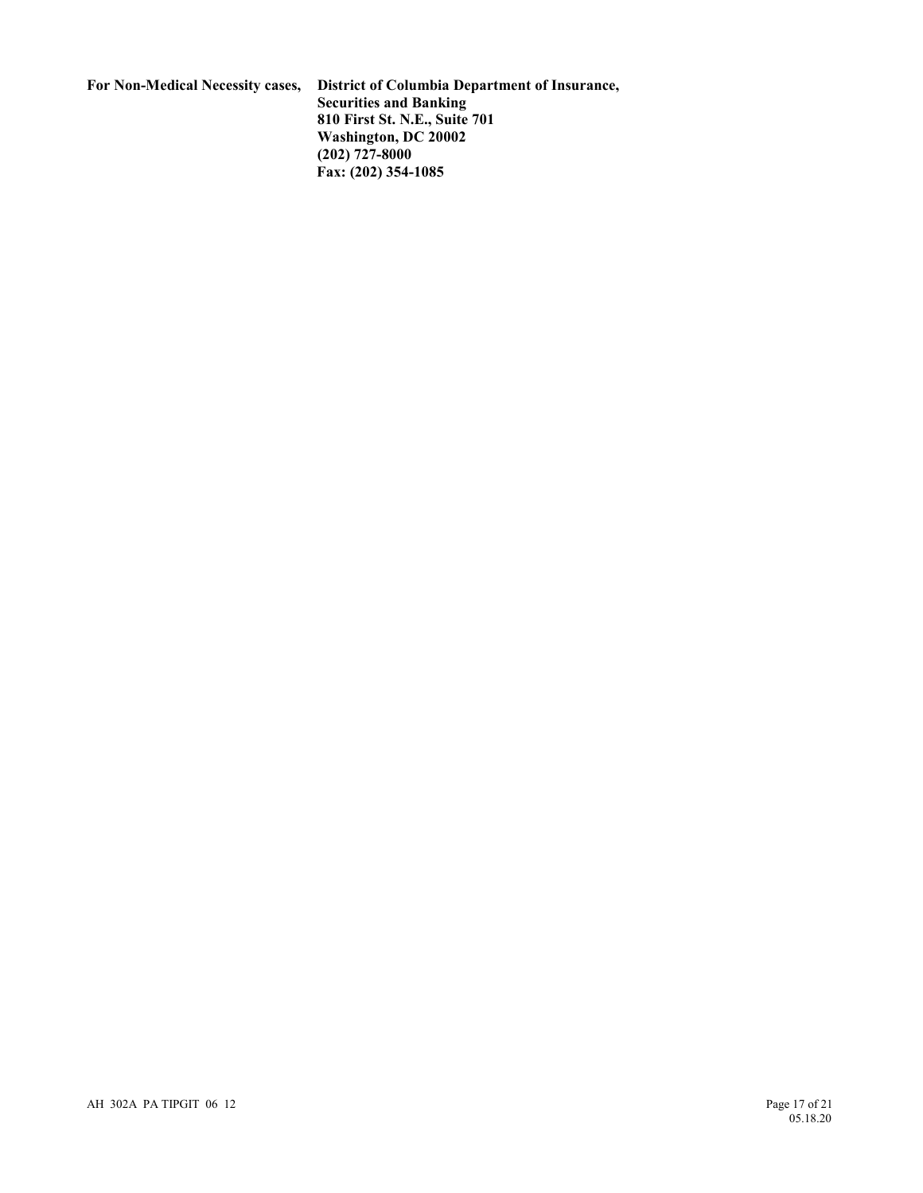**For Non-Medical Necessity cases,** **District of Columbia Department of Insurance, Securities and Banking**
**810 First St. N.E., Suite 701**
**Washington, DC 20002**
**(202) 727-8000**
**Fax: (202) 354-1085**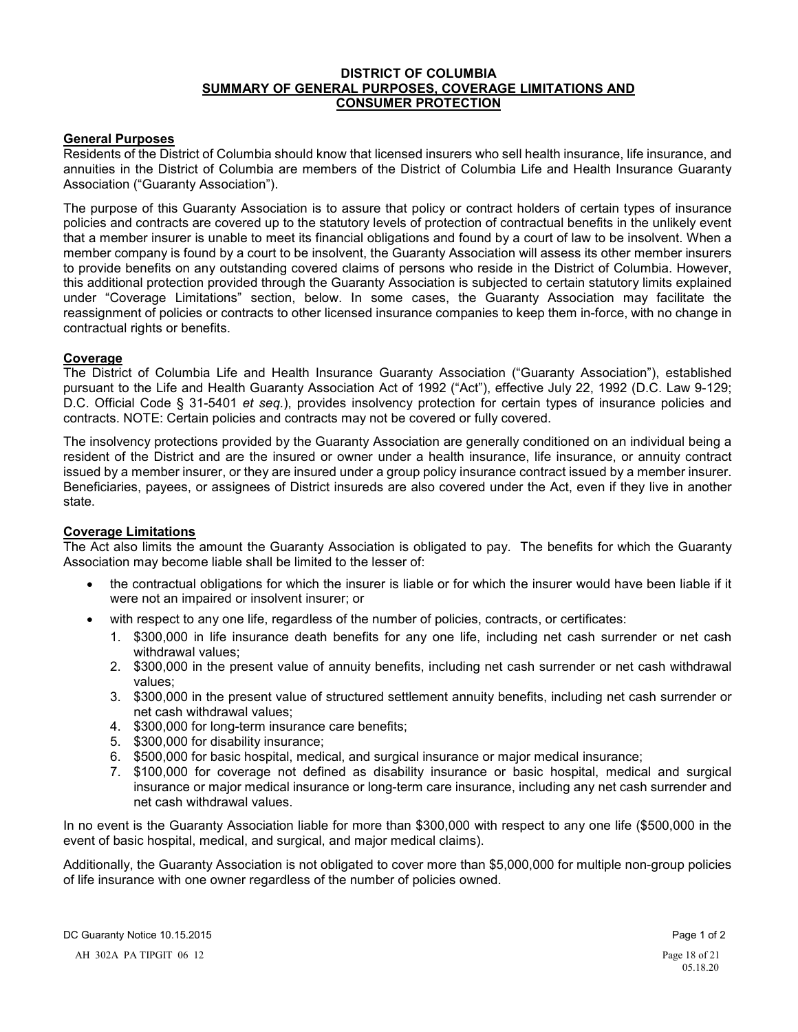# DISTRICT OF COLUMBIA
## SUMMARY OF GENERAL PURPOSES, COVERAGE LIMITATIONS AND CONSUMER PROTECTION

### General Purposes

Residents of the District of Columbia should know that licensed insurers who sell health insurance, life insurance, and annuities in the District of Columbia are members of the District of Columbia Life and Health Insurance Guaranty Association ("Guaranty Association").

The purpose of this Guaranty Association is to assure that policy or contract holders of certain types of insurance policies and contracts are covered up to the statutory levels of protection of contractual benefits in the unlikely event that a member insurer is unable to meet its financial obligations and found by a court of law to be insolvent. When a member company is found by a court to be insolvent, the Guaranty Association will assess its other member insurers to provide benefits on any outstanding covered claims of persons who reside in the District of Columbia. However, this additional protection provided through the Guaranty Association is subjected to certain statutory limits explained under "Coverage Limitations" section, below. In some cases, the Guaranty Association may facilitate the reassignment of policies or contracts to other licensed insurance companies to keep them in-force, with no change in contractual rights or benefits.

### Coverage

The District of Columbia Life and Health Insurance Guaranty Association ("Guaranty Association"), established pursuant to the Life and Health Guaranty Association Act of 1992 ("Act"), effective July 22, 1992 (D.C. Law 9-129; D.C. Official Code § 31-5401 *et seq.*), provides insolvency protection for certain types of insurance policies and contracts. NOTE: Certain policies and contracts may not be covered or fully covered.

The insolvency protections provided by the Guaranty Association are generally conditioned on an individual being a resident of the District and are the insured or owner under a health insurance, life insurance, or annuity contract issued by a member insurer, or they are insured under a group policy insurance contract issued by a member insurer. Beneficiaries, payees, or assignees of District insureds are also covered under the Act, even if they live in another state.

### Coverage Limitations

The Act also limits the amount the Guaranty Association is obligated to pay. The benefits for which the Guaranty Association may become liable shall be limited to the lesser of:

- the contractual obligations for which the insurer is liable or for which the insurer would have been liable if it were not an impaired or insolvent insurer; or
- with respect to any one life, regardless of the number of policies, contracts, or certificates:
  1. $300,000 in life insurance death benefits for any one life, including net cash surrender or net cash withdrawal values;
  2. $300,000 in the present value of annuity benefits, including net cash surrender or net cash withdrawal values;
  3. $300,000 in the present value of structured settlement annuity benefits, including net cash surrender or net cash withdrawal values;
  4. $300,000 for long-term insurance care benefits;
  5. $300,000 for disability insurance;
  6. $500,000 for basic hospital, medical, and surgical insurance or major medical insurance;
  7. $100,000 for coverage not defined as disability insurance or basic hospital, medical and surgical insurance or major medical insurance or long-term care insurance, including any net cash surrender and net cash withdrawal values.

In no event is the Guaranty Association liable for more than $300,000 with respect to any one life ($500,000 in the event of basic hospital, medical, and surgical, and major medical claims).

Additionally, the Guaranty Association is not obligated to cover more than $5,000,000 for multiple non-group policies of life insurance with one owner regardless of the number of policies owned.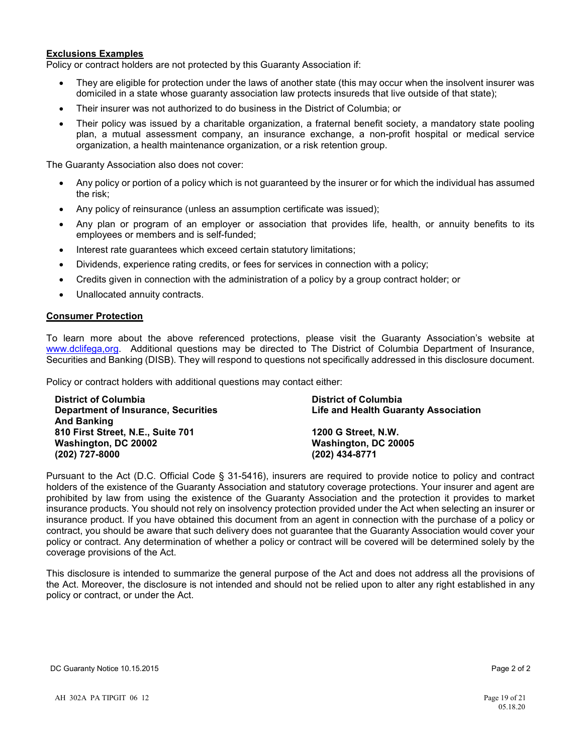**Exclusions Examples**

Policy or contract holders are not protected by this Guaranty Association if:

- They are eligible for protection under the laws of another state (this may occur when the insolvent insurer was domiciled in a state whose guaranty association law protects insureds that live outside of that state);
- Their insurer was not authorized to do business in the District of Columbia; or
- Their policy was issued by a charitable organization, a fraternal benefit society, a mandatory state pooling plan, a mutual assessment company, an insurance exchange, a non-profit hospital or medical service organization, a health maintenance organization, or a risk retention group.

The Guaranty Association also does not cover:

- Any policy or portion of a policy which is not guaranteed by the insurer or for which the individual has assumed the risk;
- Any policy of reinsurance (unless an assumption certificate was issued);
- Any plan or program of an employer or association that provides life, health, or annuity benefits to its employees or members and is self-funded;
- Interest rate guarantees which exceed certain statutory limitations;
- Dividends, experience rating credits, or fees for services in connection with a policy;
- Credits given in connection with the administration of a policy by a group contract holder; or
- Unallocated annuity contracts.

**Consumer Protection**

To learn more about the above referenced protections, please visit the Guaranty Association's website at www.dclifega,org. Additional questions may be directed to The District of Columbia Department of Insurance, Securities and Banking (DISB). They will respond to questions not specifically addressed in this disclosure document.

Policy or contract holders with additional questions may contact either:

**District of Columbia**
**Department of Insurance, Securities And Banking**
**810 First Street, N.E., Suite 701**
**Washington, DC 20002**
**(202) 727-8000**

**District of Columbia**
**Life and Health Guaranty Association**
**1200 G Street, N.W.**
**Washington, DC 20005**
**(202) 434-8771**

Pursuant to the Act (D.C. Official Code § 31-5416), insurers are required to provide notice to policy and contract holders of the existence of the Guaranty Association and statutory coverage protections. Your insurer and agent are prohibited by law from using the existence of the Guaranty Association and the protection it provides to market insurance products. You should not rely on insolvency protection provided under the Act when selecting an insurer or insurance product. If you have obtained this document from an agent in connection with the purchase of a policy or contract, you should be aware that such delivery does not guarantee that the Guaranty Association would cover your policy or contract. Any determination of whether a policy or contract will be covered will be determined solely by the coverage provisions of the Act.

This disclosure is intended to summarize the general purpose of the Act and does not address all the provisions of the Act. Moreover, the disclosure is not intended and should not be relied upon to alter any right established in any policy or contract, or under the Act.

DC Guaranty Notice 10.15.2015

AH 302A PA TIPGIT 06 12

05.18.20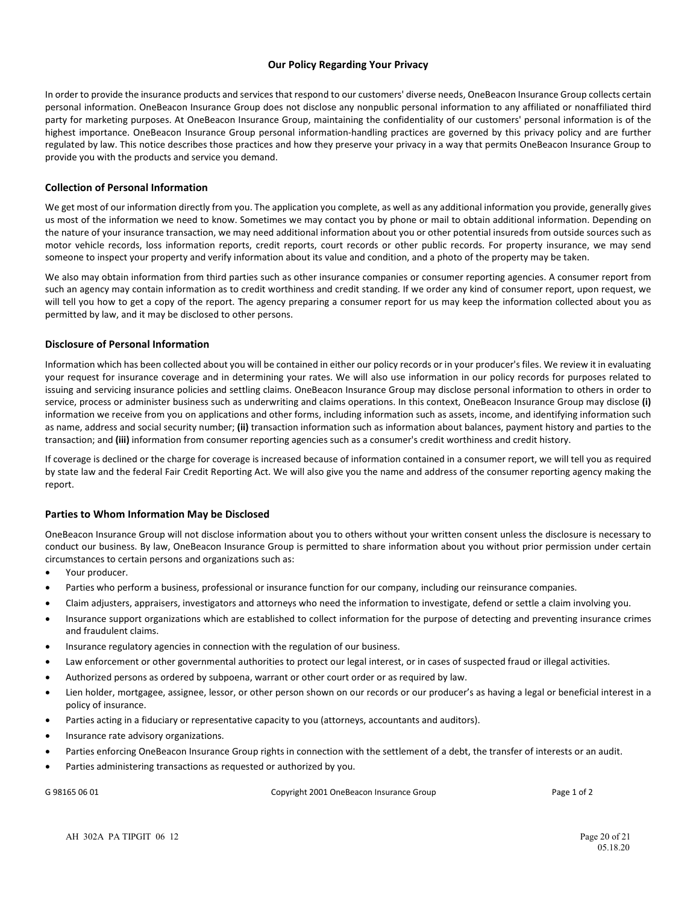## Our Policy Regarding Your Privacy

In order to provide the insurance products and services that respond to our customers' diverse needs, OneBeacon Insurance Group collects certain personal information. OneBeacon Insurance Group does not disclose any nonpublic personal information to any affiliated or nonaffiliated third party for marketing purposes. At OneBeacon Insurance Group, maintaining the confidentiality of our customers' personal information is of the highest importance. OneBeacon Insurance Group personal information-handling practices are governed by this privacy policy and are further regulated by law. This notice describes those practices and how they preserve your privacy in a way that permits OneBeacon Insurance Group to provide you with the products and service you demand.

### Collection of Personal Information

We get most of our information directly from you. The application you complete, as well as any additional information you provide, generally gives us most of the information we need to know. Sometimes we may contact you by phone or mail to obtain additional information. Depending on the nature of your insurance transaction, we may need additional information about you or other potential insureds from outside sources such as motor vehicle records, loss information reports, credit reports, court records or other public records. For property insurance, we may send someone to inspect your property and verify information about its value and condition, and a photo of the property may be taken.

We also may obtain information from third parties such as other insurance companies or consumer reporting agencies. A consumer report from such an agency may contain information as to credit worthiness and credit standing. If we order any kind of consumer report, upon request, we will tell you how to get a copy of the report. The agency preparing a consumer report for us may keep the information collected about you as permitted by law, and it may be disclosed to other persons.

### Disclosure of Personal Information

Information which has been collected about you will be contained in either our policy records or in your producer's files. We review it in evaluating your request for insurance coverage and in determining your rates. We will also use information in our policy records for purposes related to issuing and servicing insurance policies and settling claims. OneBeacon Insurance Group may disclose personal information to others in order to service, process or administer business such as underwriting and claims operations. In this context, OneBeacon Insurance Group may disclose **(i)** information we receive from you on applications and other forms, including information such as assets, income, and identifying information such as name, address and social security number; **(ii)** transaction information such as information about balances, payment history and parties to the transaction; and **(iii)** information from consumer reporting agencies such as a consumer's credit worthiness and credit history.

If coverage is declined or the charge for coverage is increased because of information contained in a consumer report, we will tell you as required by state law and the federal Fair Credit Reporting Act. We will also give you the name and address of the consumer reporting agency making the report.

### Parties to Whom Information May be Disclosed

OneBeacon Insurance Group will not disclose information about you to others without your written consent unless the disclosure is necessary to conduct our business. By law, OneBeacon Insurance Group is permitted to share information about you without prior permission under certain circumstances to certain persons and organizations such as:

- Your producer.
- Parties who perform a business, professional or insurance function for our company, including our reinsurance companies.
- Claim adjusters, appraisers, investigators and attorneys who need the information to investigate, defend or settle a claim involving you.
- Insurance support organizations which are established to collect information for the purpose of detecting and preventing insurance crimes and fraudulent claims.
- Insurance regulatory agencies in connection with the regulation of our business.
- Law enforcement or other governmental authorities to protect our legal interest, or in cases of suspected fraud or illegal activities.
- Authorized persons as ordered by subpoena, warrant or other court order or as required by law.
- Lien holder, mortgagee, assignee, lessor, or other person shown on our records or our producer's as having a legal or beneficial interest in a policy of insurance.
- Parties acting in a fiduciary or representative capacity to you (attorneys, accountants and auditors).
- Insurance rate advisory organizations.
- Parties enforcing OneBeacon Insurance Group rights in connection with the settlement of a debt, the transfer of interests or an audit.
- Parties administering transactions as requested or authorized by you.

G 98165 06 01 Copyright 2001 OneBeacon Insurance Group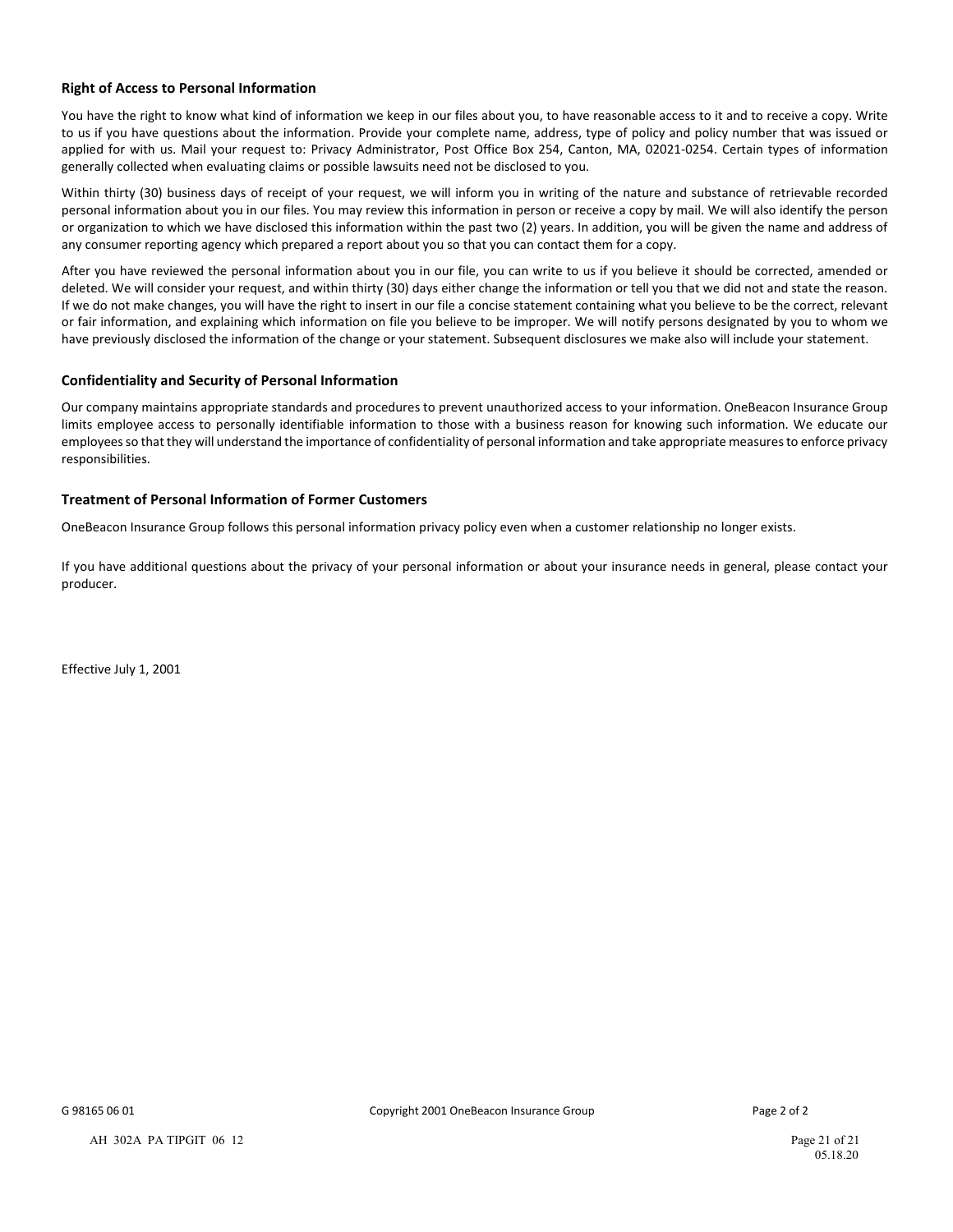### Right of Access to Personal Information

You have the right to know what kind of information we keep in our files about you, to have reasonable access to it and to receive a copy. Write to us if you have questions about the information. Provide your complete name, address, type of policy and policy number that was issued or applied for with us. Mail your request to: Privacy Administrator, Post Office Box 254, Canton, MA, 02021-0254. Certain types of information generally collected when evaluating claims or possible lawsuits need not be disclosed to you.

Within thirty (30) business days of receipt of your request, we will inform you in writing of the nature and substance of retrievable recorded personal information about you in our files. You may review this information in person or receive a copy by mail. We will also identify the person or organization to which we have disclosed this information within the past two (2) years. In addition, you will be given the name and address of any consumer reporting agency which prepared a report about you so that you can contact them for a copy.

After you have reviewed the personal information about you in our file, you can write to us if you believe it should be corrected, amended or deleted. We will consider your request, and within thirty (30) days either change the information or tell you that we did not and state the reason. If we do not make changes, you will have the right to insert in our file a concise statement containing what you believe to be the correct, relevant or fair information, and explaining which information on file you believe to be improper. We will notify persons designated by you to whom we have previously disclosed the information of the change or your statement. Subsequent disclosures we make also will include your statement.

### Confidentiality and Security of Personal Information

Our company maintains appropriate standards and procedures to prevent unauthorized access to your information. OneBeacon Insurance Group limits employee access to personally identifiable information to those with a business reason for knowing such information. We educate our employees so that they will understand the importance of confidentiality of personal information and take appropriate measures to enforce privacy responsibilities.

### Treatment of Personal Information of Former Customers

OneBeacon Insurance Group follows this personal information privacy policy even when a customer relationship no longer exists.

If you have additional questions about the privacy of your personal information or about your insurance needs in general, please contact your producer.

Effective July 1, 2001

G 98165 06 01 Copyright 2001 OneBeacon Insurance Group